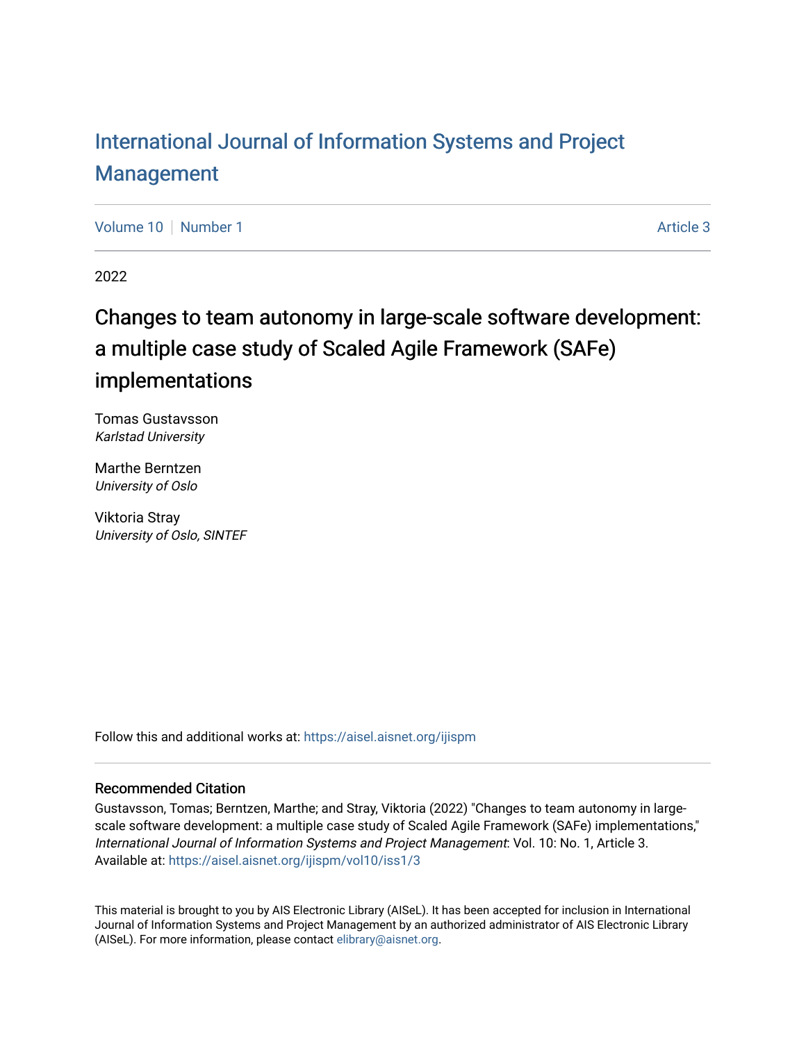# International Journal of Information Systems and Project Management

Volume 10 | Number 1 | Article 3

2022

## Changes to team autonomy in large-scale software development: a multiple case study of Scaled Agile Framework (SAFe) implementations

Tomas Gustavsson
*Karlstad University*

Marthe Berntzen
*University of Oslo*

Viktoria Stray
*University of Oslo, SINTEF*

Follow this and additional works at: https://aisel.aisnet.org/ijispm

### Recommended Citation

Gustavsson, Tomas; Berntzen, Marthe; and Stray, Viktoria (2022) "Changes to team autonomy in large-scale software development: a multiple case study of Scaled Agile Framework (SAFe) implementations," *International Journal of Information Systems and Project Management*: Vol. 10: No. 1, Article 3.
Available at: https://aisel.aisnet.org/ijispm/vol10/iss1/3

This material is brought to you by AIS Electronic Library (AISeL). It has been accepted for inclusion in International Journal of Information Systems and Project Management by an authorized administrator of AIS Electronic Library (AISeL). For more information, please contact elibrary@aisnet.org.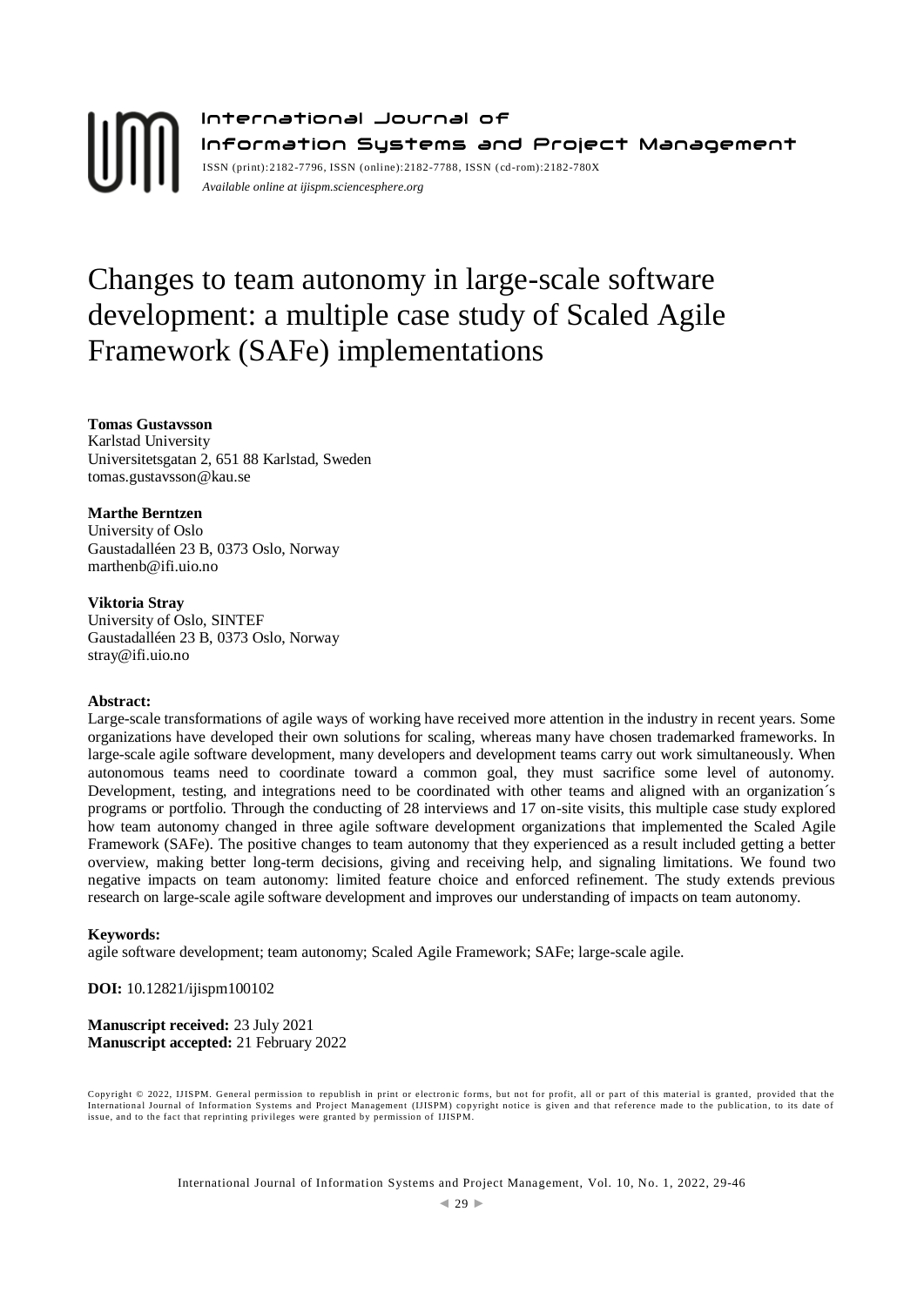International Journal of Information Systems and Project Management

ISSN (print):2182-7796, ISSN (online):2182-7788, ISSN (cd-rom):2182-780X

*Available online at ijispm.sciencesphere.org*

# Changes to team autonomy in large-scale software development: a multiple case study of Scaled Agile Framework (SAFe) implementations

**Tomas Gustavsson**
Karlstad University
Universitetsgatan 2, 651 88 Karlstad, Sweden
tomas.gustavsson@kau.se

**Marthe Berntzen**
University of Oslo
Gaustadalléen 23 B, 0373 Oslo, Norway
marthenb@ifi.uio.no

**Viktoria Stray**
University of Oslo, SINTEF
Gaustadalléen 23 B, 0373 Oslo, Norway
stray@ifi.uio.no

**Abstract:**

Large-scale transformations of agile ways of working have received more attention in the industry in recent years. Some organizations have developed their own solutions for scaling, whereas many have chosen trademarked frameworks. In large-scale agile software development, many developers and development teams carry out work simultaneously. When autonomous teams need to coordinate toward a common goal, they must sacrifice some level of autonomy. Development, testing, and integrations need to be coordinated with other teams and aligned with an organization´s programs or portfolio. Through the conducting of 28 interviews and 17 on-site visits, this multiple case study explored how team autonomy changed in three agile software development organizations that implemented the Scaled Agile Framework (SAFe). The positive changes to team autonomy that they experienced as a result included getting a better overview, making better long-term decisions, giving and receiving help, and signaling limitations. We found two negative impacts on team autonomy: limited feature choice and enforced refinement. The study extends previous research on large-scale agile software development and improves our understanding of impacts on team autonomy.

**Keywords:**

agile software development; team autonomy; Scaled Agile Framework; SAFe; large-scale agile.

**DOI:** 10.12821/ijispm100102

**Manuscript received:** 23 July 2021
**Manuscript accepted:** 21 February 2022

Copyright © 2022, IJISPM. General permission to republish in print or electronic forms, but not for profit, all or part of this material is granted, provided that the International Journal of Information Systems and Project Management (IJISPM) copyright notice is given and that reference made to the publication, to its date of issue, and to the fact that reprinting privileges were granted by permission of IJISPM.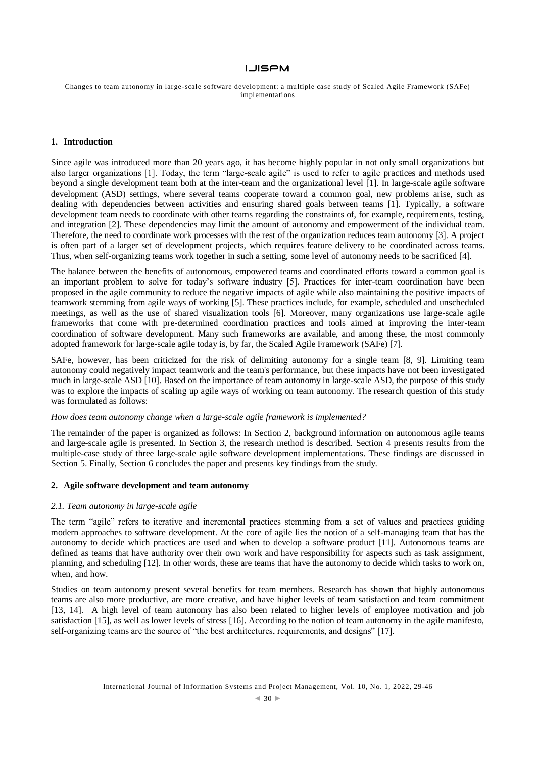## 1. Introduction

Since agile was introduced more than 20 years ago, it has become highly popular in not only small organizations but also larger organizations [1]. Today, the term "large-scale agile" is used to refer to agile practices and methods used beyond a single development team both at the inter-team and the organizational level [1]. In large-scale agile software development (ASD) settings, where several teams cooperate toward a common goal, new problems arise, such as dealing with dependencies between activities and ensuring shared goals between teams [1]. Typically, a software development team needs to coordinate with other teams regarding the constraints of, for example, requirements, testing, and integration [2]. These dependencies may limit the amount of autonomy and empowerment of the individual team. Therefore, the need to coordinate work processes with the rest of the organization reduces team autonomy [3]. A project is often part of a larger set of development projects, which requires feature delivery to be coordinated across teams. Thus, when self-organizing teams work together in such a setting, some level of autonomy needs to be sacrificed [4].

The balance between the benefits of autonomous, empowered teams and coordinated efforts toward a common goal is an important problem to solve for today's software industry [5]. Practices for inter-team coordination have been proposed in the agile community to reduce the negative impacts of agile while also maintaining the positive impacts of teamwork stemming from agile ways of working [5]. These practices include, for example, scheduled and unscheduled meetings, as well as the use of shared visualization tools [6]. Moreover, many organizations use large-scale agile frameworks that come with pre-determined coordination practices and tools aimed at improving the inter-team coordination of software development. Many such frameworks are available, and among these, the most commonly adopted framework for large-scale agile today is, by far, the Scaled Agile Framework (SAFe) [7].

SAFe, however, has been criticized for the risk of delimiting autonomy for a single team [8, 9]. Limiting team autonomy could negatively impact teamwork and the team's performance, but these impacts have not been investigated much in large-scale ASD [10]. Based on the importance of team autonomy in large-scale ASD, the purpose of this study was to explore the impacts of scaling up agile ways of working on team autonomy. The research question of this study was formulated as follows:

*How does team autonomy change when a large-scale agile framework is implemented?*

The remainder of the paper is organized as follows: In Section 2, background information on autonomous agile teams and large-scale agile is presented. In Section 3, the research method is described. Section 4 presents results from the multiple-case study of three large-scale agile software development implementations. These findings are discussed in Section 5. Finally, Section 6 concludes the paper and presents key findings from the study.

## 2. Agile software development and team autonomy

### *2.1. Team autonomy in large-scale agile*

The term "agile" refers to iterative and incremental practices stemming from a set of values and practices guiding modern approaches to software development. At the core of agile lies the notion of a self-managing team that has the autonomy to decide which practices are used and when to develop a software product [11]. Autonomous teams are defined as teams that have authority over their own work and have responsibility for aspects such as task assignment, planning, and scheduling [12]. In other words, these are teams that have the autonomy to decide which tasks to work on, when, and how.

Studies on team autonomy present several benefits for team members. Research has shown that highly autonomous teams are also more productive, are more creative, and have higher levels of team satisfaction and team commitment [13, 14]. A high level of team autonomy has also been related to higher levels of employee motivation and job satisfaction [15], as well as lower levels of stress [16]. According to the notion of team autonomy in the agile manifesto, self-organizing teams are the source of "the best architectures, requirements, and designs" [17].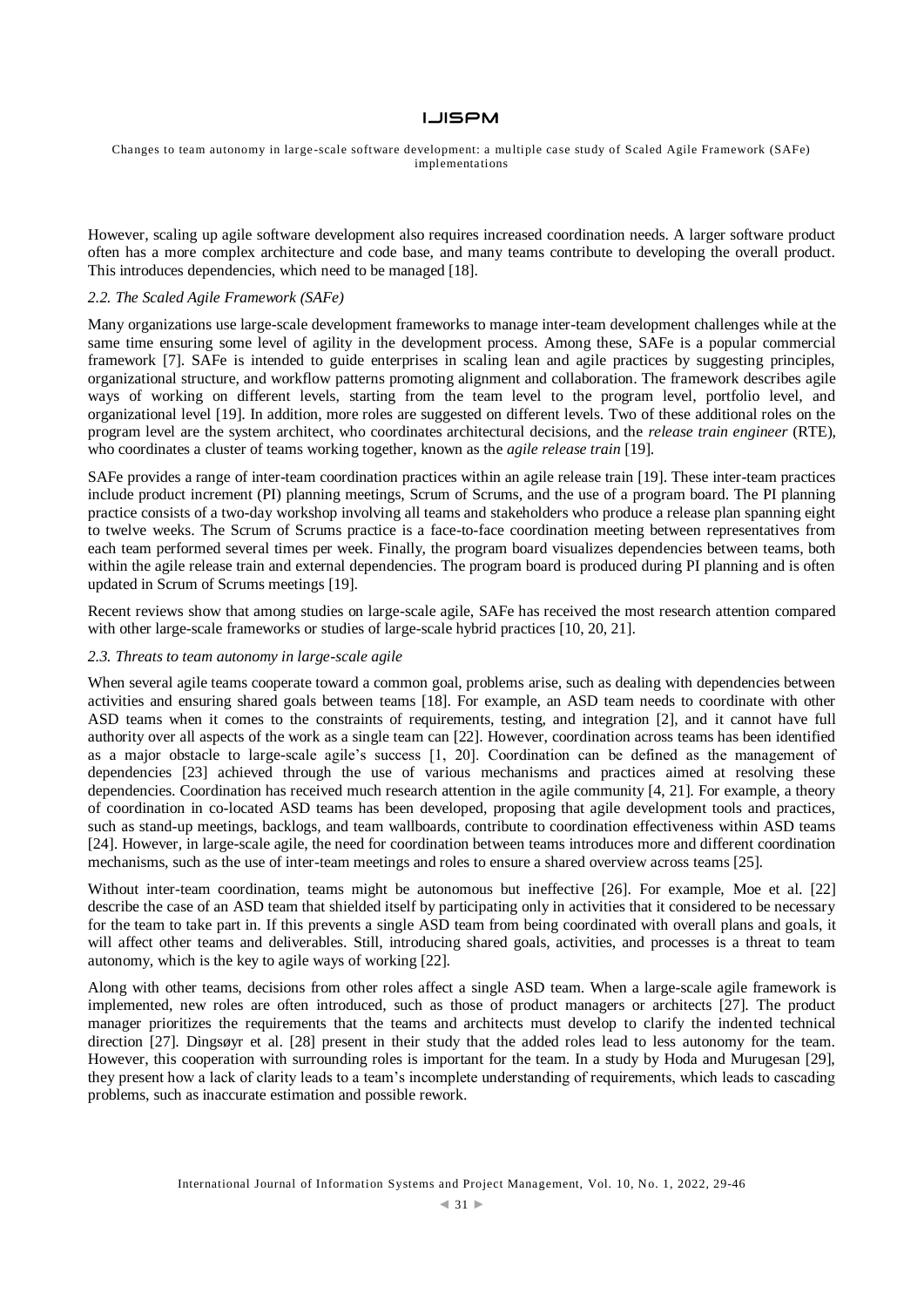However, scaling up agile software development also requires increased coordination needs. A larger software product often has a more complex architecture and code base, and many teams contribute to developing the overall product. This introduces dependencies, which need to be managed [18].

### *2.2. The Scaled Agile Framework (SAFe)*

Many organizations use large-scale development frameworks to manage inter-team development challenges while at the same time ensuring some level of agility in the development process. Among these, SAFe is a popular commercial framework [7]. SAFe is intended to guide enterprises in scaling lean and agile practices by suggesting principles, organizational structure, and workflow patterns promoting alignment and collaboration. The framework describes agile ways of working on different levels, starting from the team level to the program level, portfolio level, and organizational level [19]. In addition, more roles are suggested on different levels. Two of these additional roles on the program level are the system architect, who coordinates architectural decisions, and the *release train engineer* (RTE), who coordinates a cluster of teams working together, known as the *agile release train* [19].

SAFe provides a range of inter-team coordination practices within an agile release train [19]. These inter-team practices include product increment (PI) planning meetings, Scrum of Scrums, and the use of a program board. The PI planning practice consists of a two-day workshop involving all teams and stakeholders who produce a release plan spanning eight to twelve weeks. The Scrum of Scrums practice is a face-to-face coordination meeting between representatives from each team performed several times per week. Finally, the program board visualizes dependencies between teams, both within the agile release train and external dependencies. The program board is produced during PI planning and is often updated in Scrum of Scrums meetings [19].

Recent reviews show that among studies on large-scale agile, SAFe has received the most research attention compared with other large-scale frameworks or studies of large-scale hybrid practices [10, 20, 21].

### *2.3. Threats to team autonomy in large-scale agile*

When several agile teams cooperate toward a common goal, problems arise, such as dealing with dependencies between activities and ensuring shared goals between teams [18]. For example, an ASD team needs to coordinate with other ASD teams when it comes to the constraints of requirements, testing, and integration [2], and it cannot have full authority over all aspects of the work as a single team can [22]. However, coordination across teams has been identified as a major obstacle to large-scale agile's success [1, 20]. Coordination can be defined as the management of dependencies [23] achieved through the use of various mechanisms and practices aimed at resolving these dependencies. Coordination has received much research attention in the agile community [4, 21]. For example, a theory of coordination in co-located ASD teams has been developed, proposing that agile development tools and practices, such as stand-up meetings, backlogs, and team wallboards, contribute to coordination effectiveness within ASD teams [24]. However, in large-scale agile, the need for coordination between teams introduces more and different coordination mechanisms, such as the use of inter-team meetings and roles to ensure a shared overview across teams [25].

Without inter-team coordination, teams might be autonomous but ineffective [26]. For example, Moe et al. [22] describe the case of an ASD team that shielded itself by participating only in activities that it considered to be necessary for the team to take part in. If this prevents a single ASD team from being coordinated with overall plans and goals, it will affect other teams and deliverables. Still, introducing shared goals, activities, and processes is a threat to team autonomy, which is the key to agile ways of working [22].

Along with other teams, decisions from other roles affect a single ASD team. When a large-scale agile framework is implemented, new roles are often introduced, such as those of product managers or architects [27]. The product manager prioritizes the requirements that the teams and architects must develop to clarify the indented technical direction [27]. Dingsøyr et al. [28] present in their study that the added roles lead to less autonomy for the team. However, this cooperation with surrounding roles is important for the team. In a study by Hoda and Murugesan [29], they present how a lack of clarity leads to a team's incomplete understanding of requirements, which leads to cascading problems, such as inaccurate estimation and possible rework.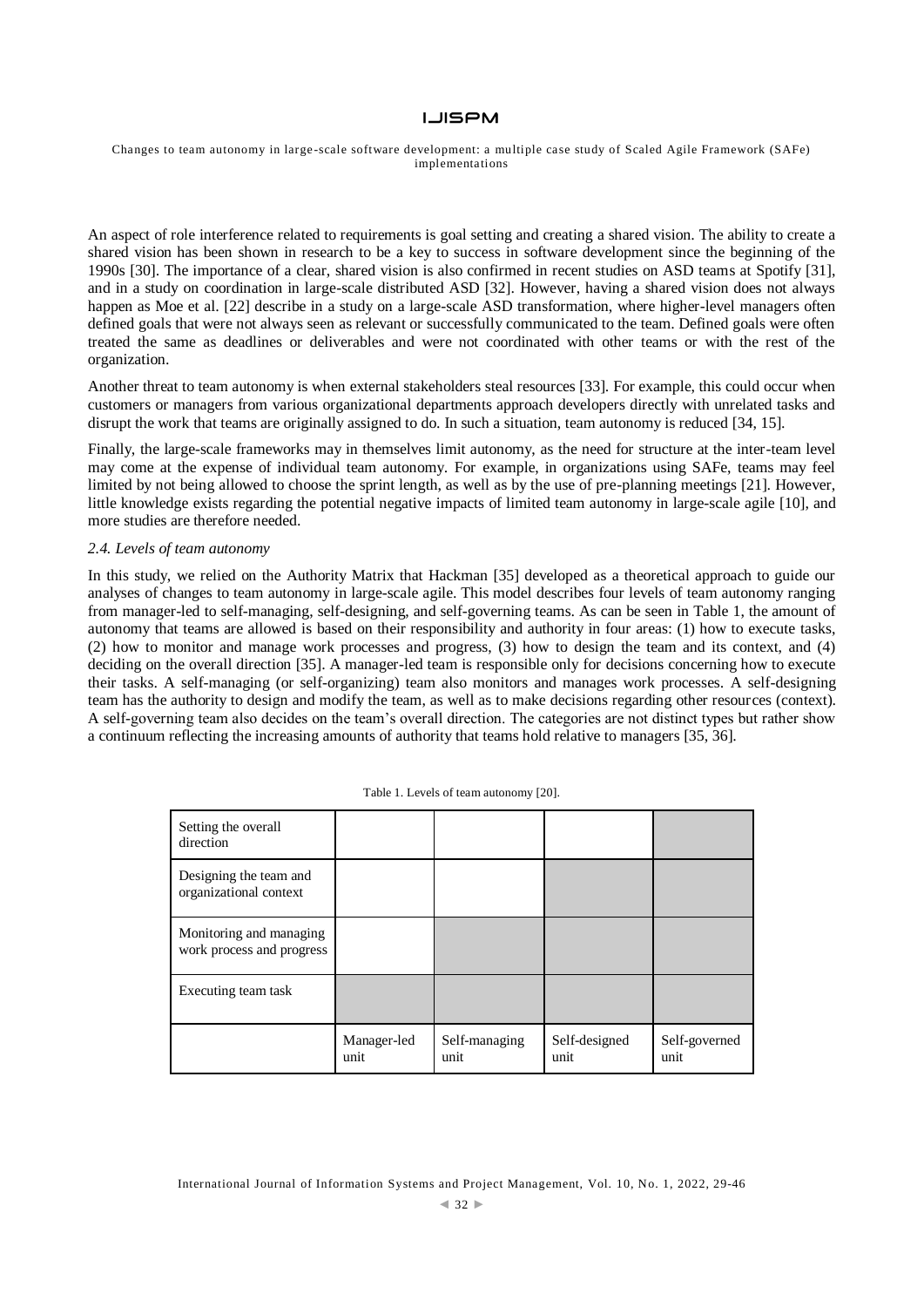An aspect of role interference related to requirements is goal setting and creating a shared vision. The ability to create a shared vision has been shown in research to be a key to success in software development since the beginning of the 1990s [30]. The importance of a clear, shared vision is also confirmed in recent studies on ASD teams at Spotify [31], and in a study on coordination in large-scale distributed ASD [32]. However, having a shared vision does not always happen as Moe et al. [22] describe in a study on a large-scale ASD transformation, where higher-level managers often defined goals that were not always seen as relevant or successfully communicated to the team. Defined goals were often treated the same as deadlines or deliverables and were not coordinated with other teams or with the rest of the organization.

Another threat to team autonomy is when external stakeholders steal resources [33]. For example, this could occur when customers or managers from various organizational departments approach developers directly with unrelated tasks and disrupt the work that teams are originally assigned to do. In such a situation, team autonomy is reduced [34, 15].

Finally, the large-scale frameworks may in themselves limit autonomy, as the need for structure at the inter-team level may come at the expense of individual team autonomy. For example, in organizations using SAFe, teams may feel limited by not being allowed to choose the sprint length, as well as by the use of pre-planning meetings [21]. However, little knowledge exists regarding the potential negative impacts of limited team autonomy in large-scale agile [10], and more studies are therefore needed.

### *2.4. Levels of team autonomy*

In this study, we relied on the Authority Matrix that Hackman [35] developed as a theoretical approach to guide our analyses of changes to team autonomy in large-scale agile. This model describes four levels of team autonomy ranging from manager-led to self-managing, self-designing, and self-governing teams. As can be seen in Table 1, the amount of autonomy that teams are allowed is based on their responsibility and authority in four areas: (1) how to execute tasks, (2) how to monitor and manage work processes and progress, (3) how to design the team and its context, and (4) deciding on the overall direction [35]. A manager-led team is responsible only for decisions concerning how to execute their tasks. A self-managing (or self-organizing) team also monitors and manages work processes. A self-designing team has the authority to design and modify the team, as well as to make decisions regarding other resources (context). A self-governing team also decides on the team's overall direction. The categories are not distinct types but rather show a continuum reflecting the increasing amounts of authority that teams hold relative to managers [35, 36].

Table 1. Levels of team autonomy [20].

| | Manager-led unit | Self-managing unit | Self-designed unit | Self-governed unit |
|---|---|---|---|---|
| Setting the overall direction | | | | ■ |
| Designing the team and organizational context | | | ■ | ■ |
| Monitoring and managing work process and progress | | ■ | ■ | ■ |
| Executing team task | ■ | ■ | ■ | ■ |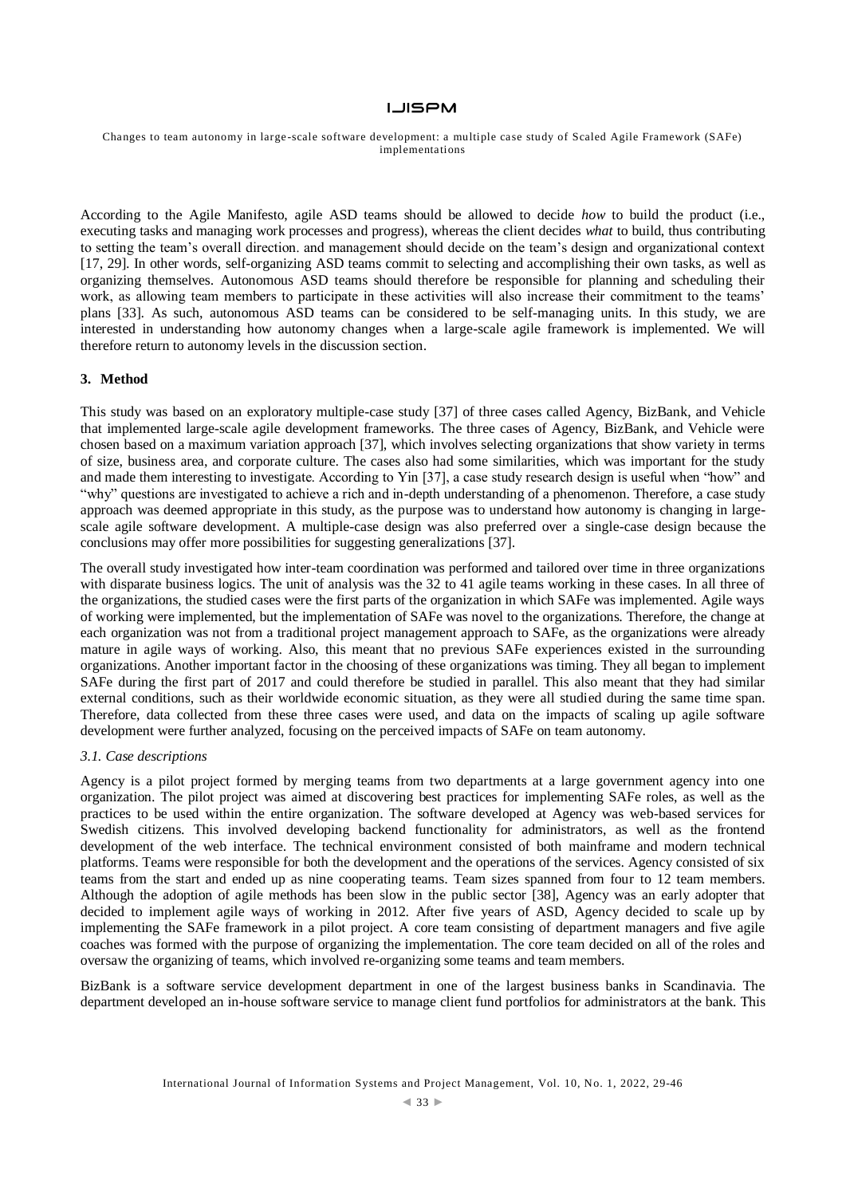According to the Agile Manifesto, agile ASD teams should be allowed to decide *how* to build the product (i.e., executing tasks and managing work processes and progress), whereas the client decides *what* to build, thus contributing to setting the team's overall direction. and management should decide on the team's design and organizational context [17, 29]. In other words, self-organizing ASD teams commit to selecting and accomplishing their own tasks, as well as organizing themselves. Autonomous ASD teams should therefore be responsible for planning and scheduling their work, as allowing team members to participate in these activities will also increase their commitment to the teams' plans [33]. As such, autonomous ASD teams can be considered to be self-managing units. In this study, we are interested in understanding how autonomy changes when a large-scale agile framework is implemented. We will therefore return to autonomy levels in the discussion section.

## 3. Method

This study was based on an exploratory multiple-case study [37] of three cases called Agency, BizBank, and Vehicle that implemented large-scale agile development frameworks. The three cases of Agency, BizBank, and Vehicle were chosen based on a maximum variation approach [37], which involves selecting organizations that show variety in terms of size, business area, and corporate culture. The cases also had some similarities, which was important for the study and made them interesting to investigate. According to Yin [37], a case study research design is useful when "how" and "why" questions are investigated to achieve a rich and in-depth understanding of a phenomenon. Therefore, a case study approach was deemed appropriate in this study, as the purpose was to understand how autonomy is changing in large-scale agile software development. A multiple-case design was also preferred over a single-case design because the conclusions may offer more possibilities for suggesting generalizations [37].

The overall study investigated how inter-team coordination was performed and tailored over time in three organizations with disparate business logics. The unit of analysis was the 32 to 41 agile teams working in these cases. In all three of the organizations, the studied cases were the first parts of the organization in which SAFe was implemented. Agile ways of working were implemented, but the implementation of SAFe was novel to the organizations. Therefore, the change at each organization was not from a traditional project management approach to SAFe, as the organizations were already mature in agile ways of working. Also, this meant that no previous SAFe experiences existed in the surrounding organizations. Another important factor in the choosing of these organizations was timing. They all began to implement SAFe during the first part of 2017 and could therefore be studied in parallel. This also meant that they had similar external conditions, such as their worldwide economic situation, as they were all studied during the same time span. Therefore, data collected from these three cases were used, and data on the impacts of scaling up agile software development were further analyzed, focusing on the perceived impacts of SAFe on team autonomy.

### *3.1. Case descriptions*

Agency is a pilot project formed by merging teams from two departments at a large government agency into one organization. The pilot project was aimed at discovering best practices for implementing SAFe roles, as well as the practices to be used within the entire organization. The software developed at Agency was web-based services for Swedish citizens. This involved developing backend functionality for administrators, as well as the frontend development of the web interface. The technical environment consisted of both mainframe and modern technical platforms. Teams were responsible for both the development and the operations of the services. Agency consisted of six teams from the start and ended up as nine cooperating teams. Team sizes spanned from four to 12 team members. Although the adoption of agile methods has been slow in the public sector [38], Agency was an early adopter that decided to implement agile ways of working in 2012. After five years of ASD, Agency decided to scale up by implementing the SAFe framework in a pilot project. A core team consisting of department managers and five agile coaches was formed with the purpose of organizing the implementation. The core team decided on all of the roles and oversaw the organizing of teams, which involved re-organizing some teams and team members.

BizBank is a software service development department in one of the largest business banks in Scandinavia. The department developed an in-house software service to manage client fund portfolios for administrators at the bank. This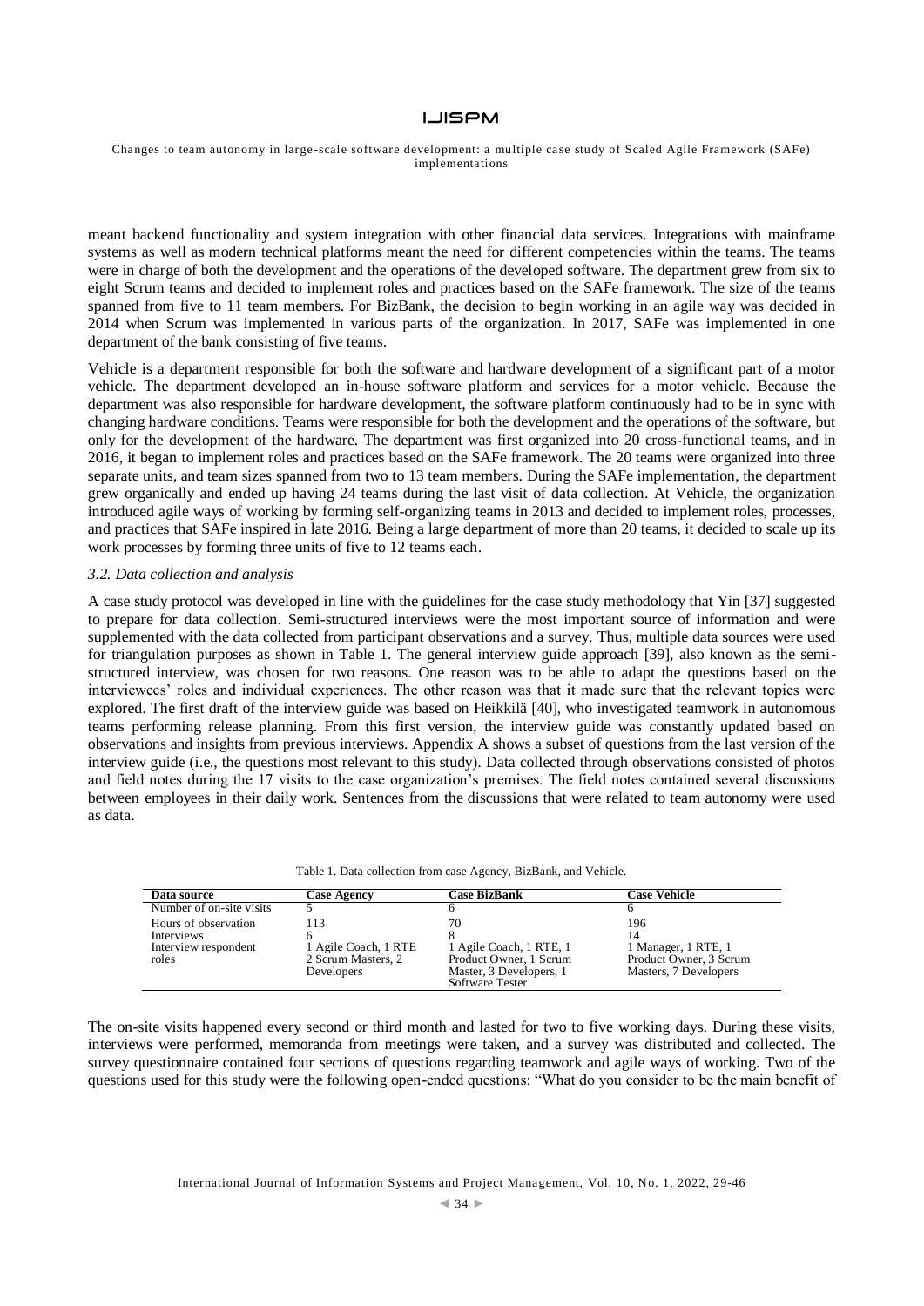meant backend functionality and system integration with other financial data services. Integrations with mainframe systems as well as modern technical platforms meant the need for different competencies within the teams. The teams were in charge of both the development and the operations of the developed software. The department grew from six to eight Scrum teams and decided to implement roles and practices based on the SAFe framework. The size of the teams spanned from five to 11 team members. For BizBank, the decision to begin working in an agile way was decided in 2014 when Scrum was implemented in various parts of the organization. In 2017, SAFe was implemented in one department of the bank consisting of five teams.

Vehicle is a department responsible for both the software and hardware development of a significant part of a motor vehicle. The department developed an in-house software platform and services for a motor vehicle. Because the department was also responsible for hardware development, the software platform continuously had to be in sync with changing hardware conditions. Teams were responsible for both the development and the operations of the software, but only for the development of the hardware. The department was first organized into 20 cross-functional teams, and in 2016, it began to implement roles and practices based on the SAFe framework. The 20 teams were organized into three separate units, and team sizes spanned from two to 13 team members. During the SAFe implementation, the department grew organically and ended up having 24 teams during the last visit of data collection. At Vehicle, the organization introduced agile ways of working by forming self-organizing teams in 2013 and decided to implement roles, processes, and practices that SAFe inspired in late 2016. Being a large department of more than 20 teams, it decided to scale up its work processes by forming three units of five to 12 teams each.

### *3.2. Data collection and analysis*

A case study protocol was developed in line with the guidelines for the case study methodology that Yin [37] suggested to prepare for data collection. Semi-structured interviews were the most important source of information and were supplemented with the data collected from participant observations and a survey. Thus, multiple data sources were used for triangulation purposes as shown in Table 1. The general interview guide approach [39], also known as the semi-structured interview, was chosen for two reasons. One reason was to be able to adapt the questions based on the interviewees' roles and individual experiences. The other reason was that it made sure that the relevant topics were explored. The first draft of the interview guide was based on Heikkilä [40], who investigated teamwork in autonomous teams performing release planning. From this first version, the interview guide was constantly updated based on observations and insights from previous interviews. Appendix A shows a subset of questions from the last version of the interview guide (i.e., the questions most relevant to this study). Data collected through observations consisted of photos and field notes during the 17 visits to the case organization's premises. The field notes contained several discussions between employees in their daily work. Sentences from the discussions that were related to team autonomy were used as data.

Table 1. Data collection from case Agency, BizBank, and Vehicle.

| Data source | Case Agency | Case BizBank | Case Vehicle |
|---|---|---|---|
| Number of on-site visits | 5 | 6 | 6 |
| Hours of observation | 113 | 70 | 196 |
| Interviews | 6 | 8 | 14 |
| Interview respondent roles | 1 Agile Coach, 1 RTE 2 Scrum Masters, 2 Developers | 1 Agile Coach, 1 RTE, 1 Product Owner, 1 Scrum Master, 3 Developers, 1 Software Tester | 1 Manager, 1 RTE, 1 Product Owner, 3 Scrum Masters, 7 Developers |

The on-site visits happened every second or third month and lasted for two to five working days. During these visits, interviews were performed, memoranda from meetings were taken, and a survey was distributed and collected. The survey questionnaire contained four sections of questions regarding teamwork and agile ways of working. Two of the questions used for this study were the following open-ended questions: "What do you consider to be the main benefit of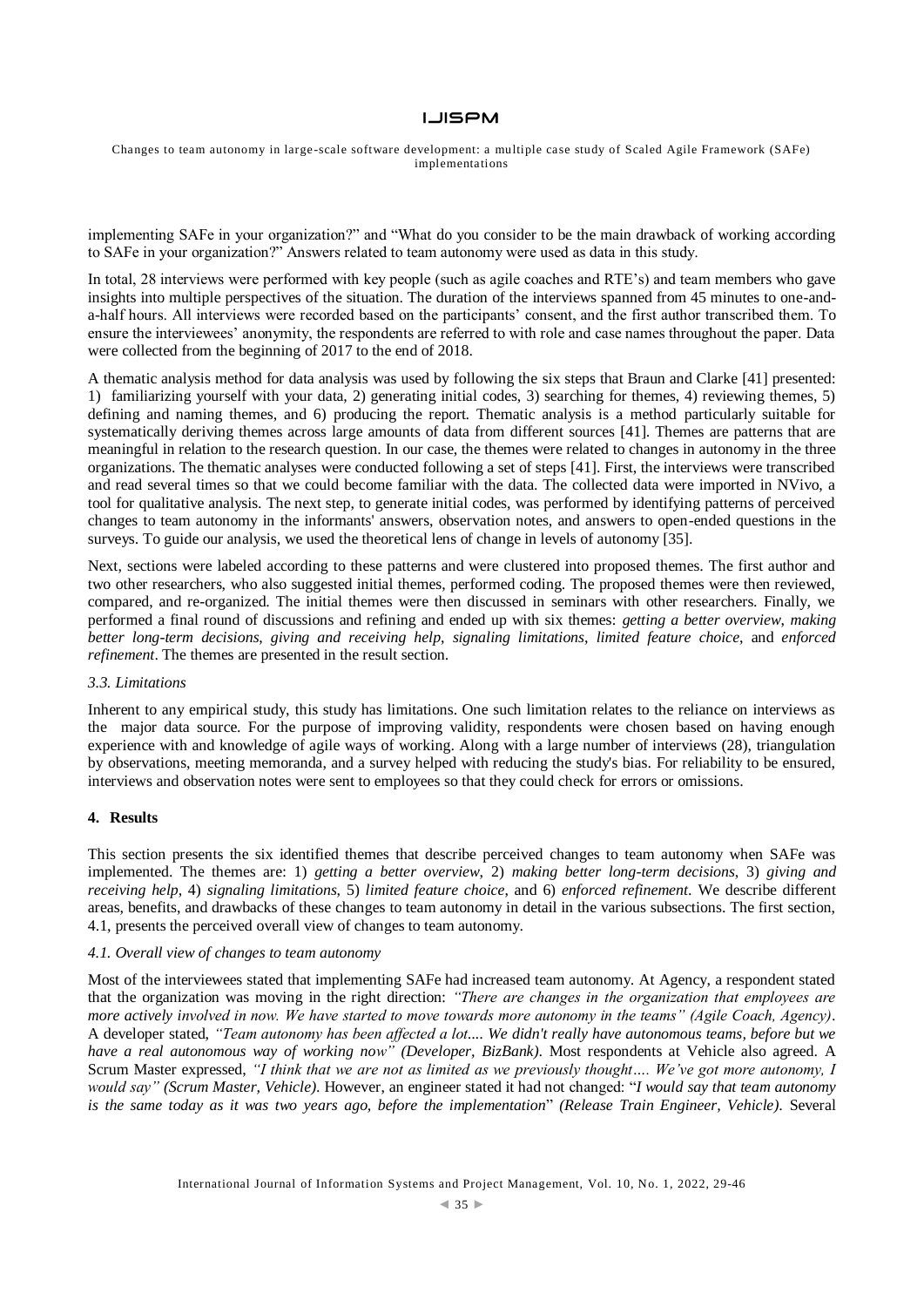implementing SAFe in your organization?" and "What do you consider to be the main drawback of working according to SAFe in your organization?" Answers related to team autonomy were used as data in this study.

In total, 28 interviews were performed with key people (such as agile coaches and RTE's) and team members who gave insights into multiple perspectives of the situation. The duration of the interviews spanned from 45 minutes to one-and-a-half hours. All interviews were recorded based on the participants' consent, and the first author transcribed them. To ensure the interviewees' anonymity, the respondents are referred to with role and case names throughout the paper. Data were collected from the beginning of 2017 to the end of 2018.

A thematic analysis method for data analysis was used by following the six steps that Braun and Clarke [41] presented: 1) familiarizing yourself with your data, 2) generating initial codes, 3) searching for themes, 4) reviewing themes, 5) defining and naming themes, and 6) producing the report. Thematic analysis is a method particularly suitable for systematically deriving themes across large amounts of data from different sources [41]. Themes are patterns that are meaningful in relation to the research question. In our case, the themes were related to changes in autonomy in the three organizations. The thematic analyses were conducted following a set of steps [41]. First, the interviews were transcribed and read several times so that we could become familiar with the data. The collected data were imported in NVivo, a tool for qualitative analysis. The next step, to generate initial codes, was performed by identifying patterns of perceived changes to team autonomy in the informants' answers, observation notes, and answers to open-ended questions in the surveys. To guide our analysis, we used the theoretical lens of change in levels of autonomy [35].

Next, sections were labeled according to these patterns and were clustered into proposed themes. The first author and two other researchers, who also suggested initial themes, performed coding. The proposed themes were then reviewed, compared, and re-organized. The initial themes were then discussed in seminars with other researchers. Finally, we performed a final round of discussions and refining and ended up with six themes: *getting a better overview*, *making better long-term decisions*, *giving and receiving help*, *signaling limitations*, *limited feature choice*, and *enforced refinement*. The themes are presented in the result section.

### *3.3. Limitations*

Inherent to any empirical study, this study has limitations. One such limitation relates to the reliance on interviews as the major data source. For the purpose of improving validity, respondents were chosen based on having enough experience with and knowledge of agile ways of working. Along with a large number of interviews (28), triangulation by observations, meeting memoranda, and a survey helped with reducing the study's bias. For reliability to be ensured, interviews and observation notes were sent to employees so that they could check for errors or omissions.

## **4. Results**

This section presents the six identified themes that describe perceived changes to team autonomy when SAFe was implemented. The themes are: 1) *getting a better overview*, 2) *making better long-term decisions*, 3) *giving and receiving help*, 4) *signaling limitations*, 5) *limited feature choice*, and 6) *enforced refinement*. We describe different areas, benefits, and drawbacks of these changes to team autonomy in detail in the various subsections. The first section, 4.1, presents the perceived overall view of changes to team autonomy.

### *4.1. Overall view of changes to team autonomy*

Most of the interviewees stated that implementing SAFe had increased team autonomy. At Agency, a respondent stated that the organization was moving in the right direction: *"There are changes in the organization that employees are more actively involved in now. We have started to move towards more autonomy in the teams" (Agile Coach, Agency)*. A developer stated, *"Team autonomy has been affected a lot.... We didn't really have autonomous teams, before but we have a real autonomous way of working now" (Developer, BizBank)*. Most respondents at Vehicle also agreed. A Scrum Master expressed, *"I think that we are not as limited as we previously thought…. We've got more autonomy, I would say" (Scrum Master, Vehicle)*. However, an engineer stated it had not changed: "*I would say that team autonomy is the same today as it was two years ago, before the implementation*" *(Release Train Engineer, Vehicle)*. Several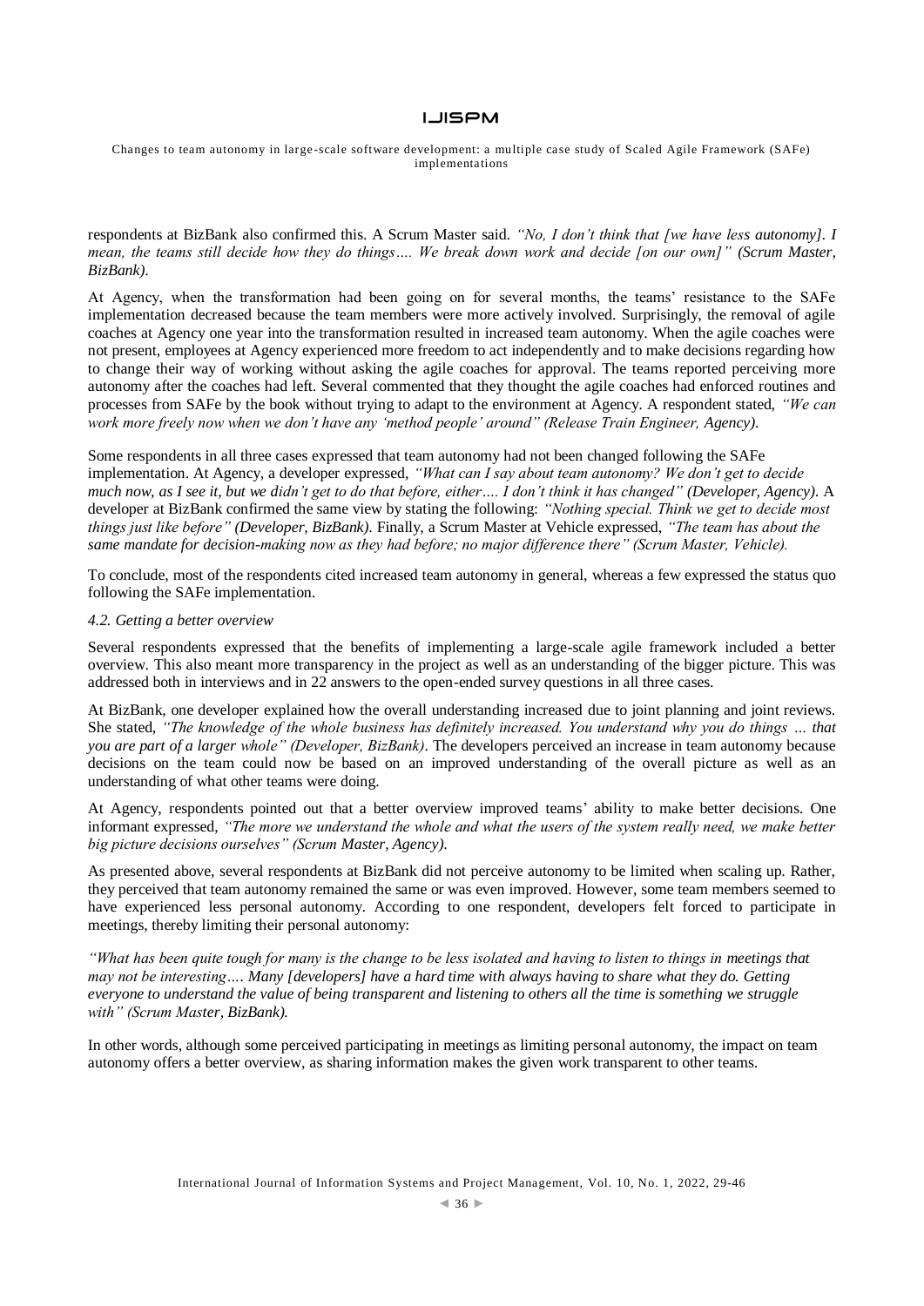respondents at BizBank also confirmed this. A Scrum Master said. *"No, I don't think that [we have less autonomy]. I mean, the teams still decide how they do things…. We break down work and decide [on our own]" (Scrum Master, BizBank).*

At Agency, when the transformation had been going on for several months, the teams' resistance to the SAFe implementation decreased because the team members were more actively involved. Surprisingly, the removal of agile coaches at Agency one year into the transformation resulted in increased team autonomy. When the agile coaches were not present, employees at Agency experienced more freedom to act independently and to make decisions regarding how to change their way of working without asking the agile coaches for approval. The teams reported perceiving more autonomy after the coaches had left. Several commented that they thought the agile coaches had enforced routines and processes from SAFe by the book without trying to adapt to the environment at Agency. A respondent stated, *"We can work more freely now when we don't have any 'method people' around" (Release Train Engineer, Agency).*

Some respondents in all three cases expressed that team autonomy had not been changed following the SAFe implementation. At Agency, a developer expressed, *"What can I say about team autonomy? We don't get to decide much now, as I see it, but we didn't get to do that before, either…. I don't think it has changed" (Developer, Agency).* A developer at BizBank confirmed the same view by stating the following: *"Nothing special. Think we get to decide most things just like before" (Developer, BizBank).* Finally, a Scrum Master at Vehicle expressed, *"The team has about the same mandate for decision-making now as they had before; no major difference there" (Scrum Master, Vehicle).*

To conclude, most of the respondents cited increased team autonomy in general, whereas a few expressed the status quo following the SAFe implementation.

#### *4.2. Getting a better overview*

Several respondents expressed that the benefits of implementing a large-scale agile framework included a better overview. This also meant more transparency in the project as well as an understanding of the bigger picture. This was addressed both in interviews and in 22 answers to the open-ended survey questions in all three cases.

At BizBank, one developer explained how the overall understanding increased due to joint planning and joint reviews. She stated, *"The knowledge of the whole business has definitely increased. You understand why you do things … that you are part of a larger whole" (Developer, BizBank)*. The developers perceived an increase in team autonomy because decisions on the team could now be based on an improved understanding of the overall picture as well as an understanding of what other teams were doing.

At Agency, respondents pointed out that a better overview improved teams' ability to make better decisions. One informant expressed, *"The more we understand the whole and what the users of the system really need, we make better big picture decisions ourselves" (Scrum Master, Agency).*

As presented above, several respondents at BizBank did not perceive autonomy to be limited when scaling up. Rather, they perceived that team autonomy remained the same or was even improved. However, some team members seemed to have experienced less personal autonomy. According to one respondent, developers felt forced to participate in meetings, thereby limiting their personal autonomy:

*"What has been quite tough for many is the change to be less isolated and having to listen to things in meetings that may not be interesting…. Many [developers] have a hard time with always having to share what they do. Getting everyone to understand the value of being transparent and listening to others all the time is something we struggle with" (Scrum Master, BizBank).*

In other words, although some perceived participating in meetings as limiting personal autonomy, the impact on team autonomy offers a better overview, as sharing information makes the given work transparent to other teams.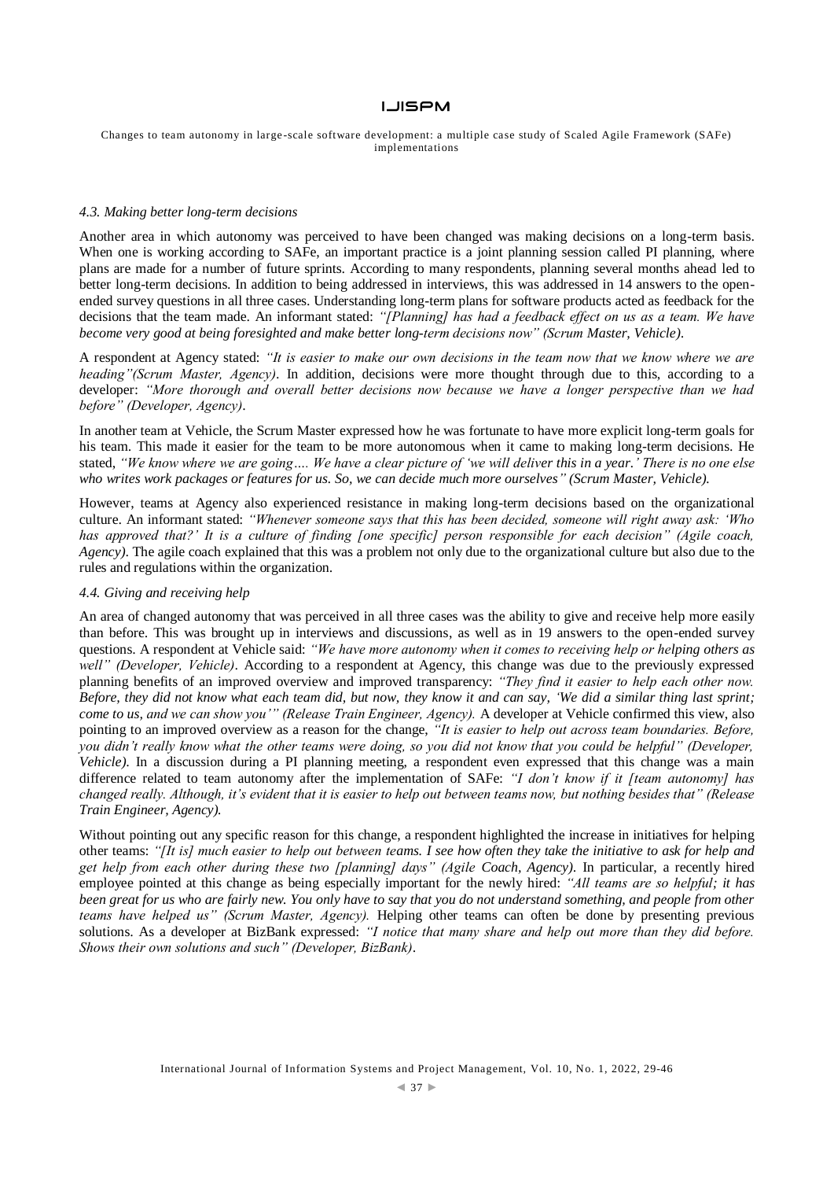### *4.3. Making better long-term decisions*

Another area in which autonomy was perceived to have been changed was making decisions on a long-term basis. When one is working according to SAFe, an important practice is a joint planning session called PI planning, where plans are made for a number of future sprints. According to many respondents, planning several months ahead led to better long-term decisions. In addition to being addressed in interviews, this was addressed in 14 answers to the open-ended survey questions in all three cases. Understanding long-term plans for software products acted as feedback for the decisions that the team made. An informant stated: *"[Planning] has had a feedback effect on us as a team. We have become very good at being foresighted and make better long-term decisions now" (Scrum Master, Vehicle).*

A respondent at Agency stated: *"It is easier to make our own decisions in the team now that we know where we are heading"(Scrum Master, Agency)*. In addition, decisions were more thought through due to this, according to a developer: *"More thorough and overall better decisions now because we have a longer perspective than we had before" (Developer, Agency)*.

In another team at Vehicle, the Scrum Master expressed how he was fortunate to have more explicit long-term goals for his team. This made it easier for the team to be more autonomous when it came to making long-term decisions. He stated, *"We know where we are going…. We have a clear picture of 'we will deliver this in a year.' There is no one else who writes work packages or features for us. So, we can decide much more ourselves" (Scrum Master, Vehicle).*

However, teams at Agency also experienced resistance in making long-term decisions based on the organizational culture. An informant stated: *"Whenever someone says that this has been decided, someone will right away ask: 'Who has approved that?' It is a culture of finding [one specific] person responsible for each decision" (Agile coach, Agency)*. The agile coach explained that this was a problem not only due to the organizational culture but also due to the rules and regulations within the organization.

### *4.4. Giving and receiving help*

An area of changed autonomy that was perceived in all three cases was the ability to give and receive help more easily than before. This was brought up in interviews and discussions, as well as in 19 answers to the open-ended survey questions. A respondent at Vehicle said: *"We have more autonomy when it comes to receiving help or helping others as well" (Developer, Vehicle)*. According to a respondent at Agency, this change was due to the previously expressed planning benefits of an improved overview and improved transparency: *"They find it easier to help each other now. Before, they did not know what each team did, but now, they know it and can say, 'We did a similar thing last sprint; come to us, and we can show you'" (Release Train Engineer, Agency).* A developer at Vehicle confirmed this view, also pointing to an improved overview as a reason for the change, *"It is easier to help out across team boundaries. Before, you didn't really know what the other teams were doing, so you did not know that you could be helpful" (Developer, Vehicle)*. In a discussion during a PI planning meeting, a respondent even expressed that this change was a main difference related to team autonomy after the implementation of SAFe: *"I don't know if it [team autonomy] has changed really. Although, it's evident that it is easier to help out between teams now, but nothing besides that" (Release Train Engineer, Agency).*

Without pointing out any specific reason for this change, a respondent highlighted the increase in initiatives for helping other teams: *"[It is] much easier to help out between teams. I see how often they take the initiative to ask for help and get help from each other during these two [planning] days" (Agile Coach, Agency).* In particular, a recently hired employee pointed at this change as being especially important for the newly hired: *"All teams are so helpful; it has been great for us who are fairly new. You only have to say that you do not understand something, and people from other teams have helped us" (Scrum Master, Agency).* Helping other teams can often be done by presenting previous solutions. As a developer at BizBank expressed: *"I notice that many share and help out more than they did before. Shows their own solutions and such" (Developer, BizBank)*.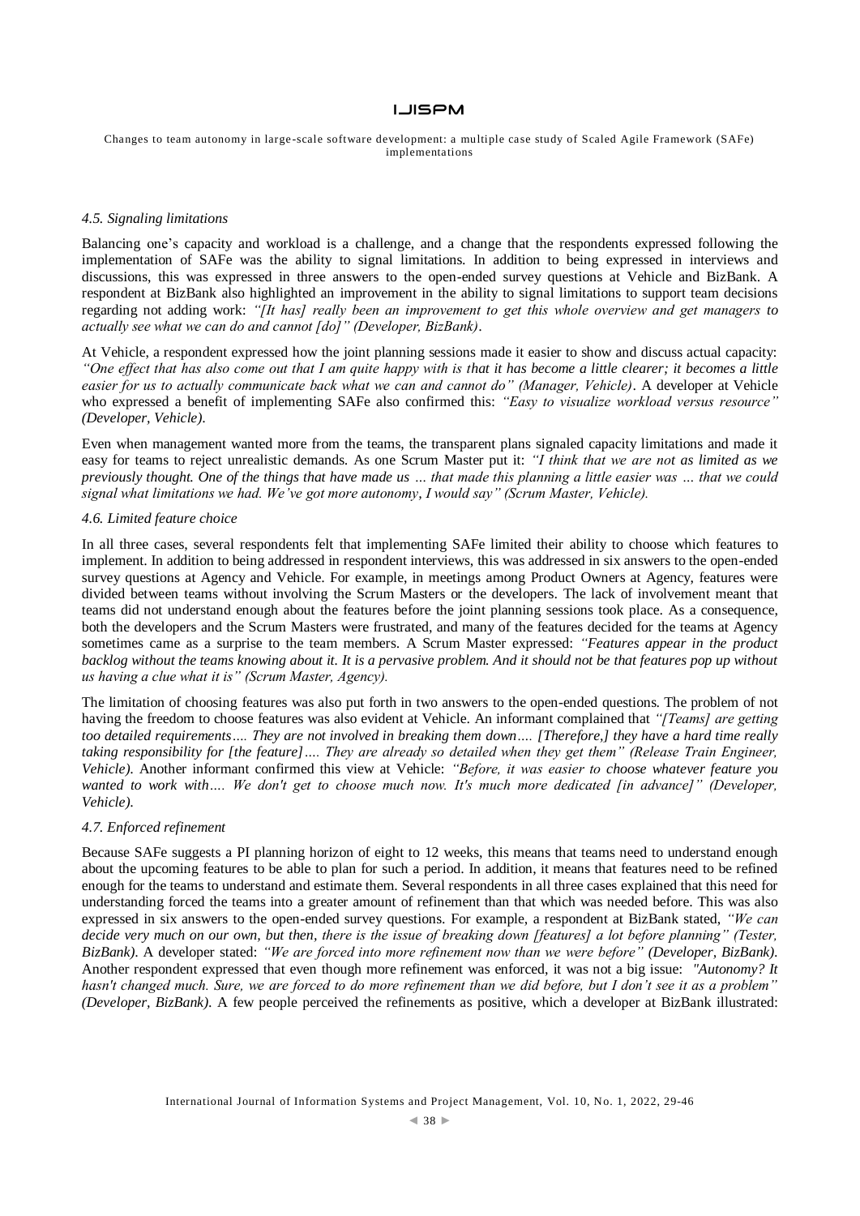### 4.5. Signaling limitations

Balancing one's capacity and workload is a challenge, and a change that the respondents expressed following the implementation of SAFe was the ability to signal limitations. In addition to being expressed in interviews and discussions, this was expressed in three answers to the open-ended survey questions at Vehicle and BizBank. A respondent at BizBank also highlighted an improvement in the ability to signal limitations to support team decisions regarding not adding work: *"[It has] really been an improvement to get this whole overview and get managers to actually see what we can do and cannot [do]" (Developer, BizBank)*.

At Vehicle, a respondent expressed how the joint planning sessions made it easier to show and discuss actual capacity: *"One effect that has also come out that I am quite happy with is that it has become a little clearer; it becomes a little easier for us to actually communicate back what we can and cannot do" (Manager, Vehicle)*. A developer at Vehicle who expressed a benefit of implementing SAFe also confirmed this: *"Easy to visualize workload versus resource" (Developer, Vehicle)*.

Even when management wanted more from the teams, the transparent plans signaled capacity limitations and made it easy for teams to reject unrealistic demands. As one Scrum Master put it: *"I think that we are not as limited as we previously thought. One of the things that have made us … that made this planning a little easier was … that we could signal what limitations we had. We've got more autonomy, I would say" (Scrum Master, Vehicle).*

### 4.6. Limited feature choice

In all three cases, several respondents felt that implementing SAFe limited their ability to choose which features to implement. In addition to being addressed in respondent interviews, this was addressed in six answers to the open-ended survey questions at Agency and Vehicle. For example, in meetings among Product Owners at Agency, features were divided between teams without involving the Scrum Masters or the developers. The lack of involvement meant that teams did not understand enough about the features before the joint planning sessions took place. As a consequence, both the developers and the Scrum Masters were frustrated, and many of the features decided for the teams at Agency sometimes came as a surprise to the team members. A Scrum Master expressed: *"Features appear in the product backlog without the teams knowing about it. It is a pervasive problem. And it should not be that features pop up without us having a clue what it is" (Scrum Master, Agency).*

The limitation of choosing features was also put forth in two answers to the open-ended questions. The problem of not having the freedom to choose features was also evident at Vehicle. An informant complained that *"[Teams] are getting too detailed requirements…. They are not involved in breaking them down…. [Therefore,] they have a hard time really taking responsibility for [the feature]…. They are already so detailed when they get them" (Release Train Engineer, Vehicle)*. Another informant confirmed this view at Vehicle: *"Before, it was easier to choose whatever feature you wanted to work with…. We don't get to choose much now. It's much more dedicated [in advance]" (Developer, Vehicle).*

### 4.7. Enforced refinement

Because SAFe suggests a PI planning horizon of eight to 12 weeks, this means that teams need to understand enough about the upcoming features to be able to plan for such a period. In addition, it means that features need to be refined enough for the teams to understand and estimate them. Several respondents in all three cases explained that this need for understanding forced the teams into a greater amount of refinement than that which was needed before. This was also expressed in six answers to the open-ended survey questions. For example, a respondent at BizBank stated, *"We can decide very much on our own, but then, there is the issue of breaking down [features] a lot before planning" (Tester, BizBank)*. A developer stated: *"We are forced into more refinement now than we were before" (Developer, BizBank)*. Another respondent expressed that even though more refinement was enforced, it was not a big issue: *"Autonomy? It hasn't changed much. Sure, we are forced to do more refinement than we did before, but I don't see it as a problem" (Developer, BizBank)*. A few people perceived the refinements as positive, which a developer at BizBank illustrated: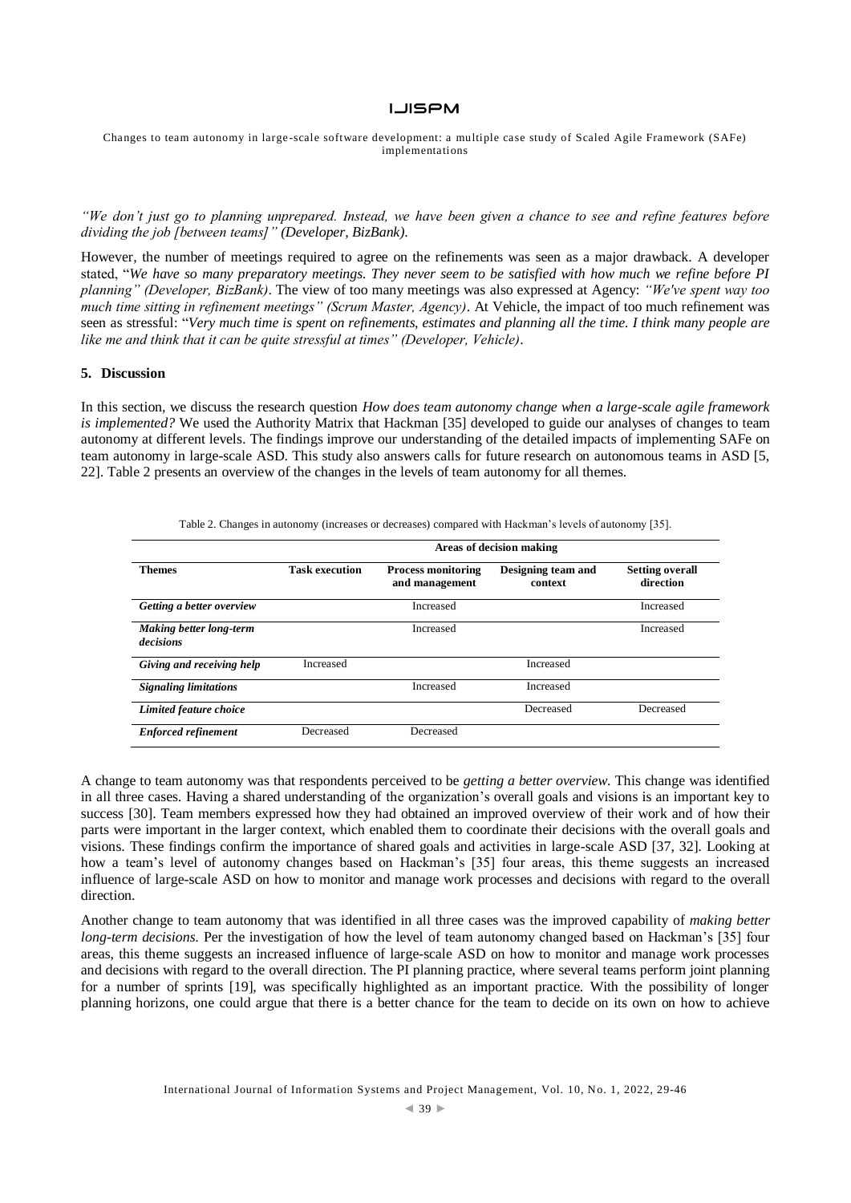*"We don't just go to planning unprepared. Instead, we have been given a chance to see and refine features before dividing the job [between teams]" (Developer, BizBank).*

However, the number of meetings required to agree on the refinements was seen as a major drawback. A developer stated, "*We have so many preparatory meetings. They never seem to be satisfied with how much we refine before PI planning" (Developer, BizBank)*. The view of too many meetings was also expressed at Agency: *"We've spent way too much time sitting in refinement meetings" (Scrum Master, Agency)*. At Vehicle, the impact of too much refinement was seen as stressful: "*Very much time is spent on refinements, estimates and planning all the time. I think many people are like me and think that it can be quite stressful at times" (Developer, Vehicle)*.

## 5. Discussion

In this section, we discuss the research question *How does team autonomy change when a large-scale agile framework is implemented?* We used the Authority Matrix that Hackman [35] developed to guide our analyses of changes to team autonomy at different levels. The findings improve our understanding of the detailed impacts of implementing SAFe on team autonomy in large-scale ASD. This study also answers calls for future research on autonomous teams in ASD [5, 22]. Table 2 presents an overview of the changes in the levels of team autonomy for all themes.

Table 2. Changes in autonomy (increases or decreases) compared with Hackman's levels of autonomy [35].

| | Areas of decision making | | | |
|---|---|---|---|---|
| **Themes** | **Task execution** | **Process monitoring and management** | **Designing team and context** | **Setting overall direction** |
| ***Getting a better overview*** | | Increased | | Increased |
| ***Making better long-term decisions*** | | Increased | | Increased |
| ***Giving and receiving help*** | Increased | | Increased | |
| ***Signaling limitations*** | | Increased | Increased | |
| ***Limited feature choice*** | | | Decreased | Decreased |
| ***Enforced refinement*** | Decreased | Decreased | | |

A change to team autonomy was that respondents perceived to be *getting a better overview*. This change was identified in all three cases. Having a shared understanding of the organization's overall goals and visions is an important key to success [30]. Team members expressed how they had obtained an improved overview of their work and of how their parts were important in the larger context, which enabled them to coordinate their decisions with the overall goals and visions. These findings confirm the importance of shared goals and activities in large-scale ASD [37, 32]. Looking at how a team's level of autonomy changes based on Hackman's [35] four areas, this theme suggests an increased influence of large-scale ASD on how to monitor and manage work processes and decisions with regard to the overall direction.

Another change to team autonomy that was identified in all three cases was the improved capability of *making better long-term decisions*. Per the investigation of how the level of team autonomy changed based on Hackman's [35] four areas, this theme suggests an increased influence of large-scale ASD on how to monitor and manage work processes and decisions with regard to the overall direction. The PI planning practice, where several teams perform joint planning for a number of sprints [19], was specifically highlighted as an important practice. With the possibility of longer planning horizons, one could argue that there is a better chance for the team to decide on its own on how to achieve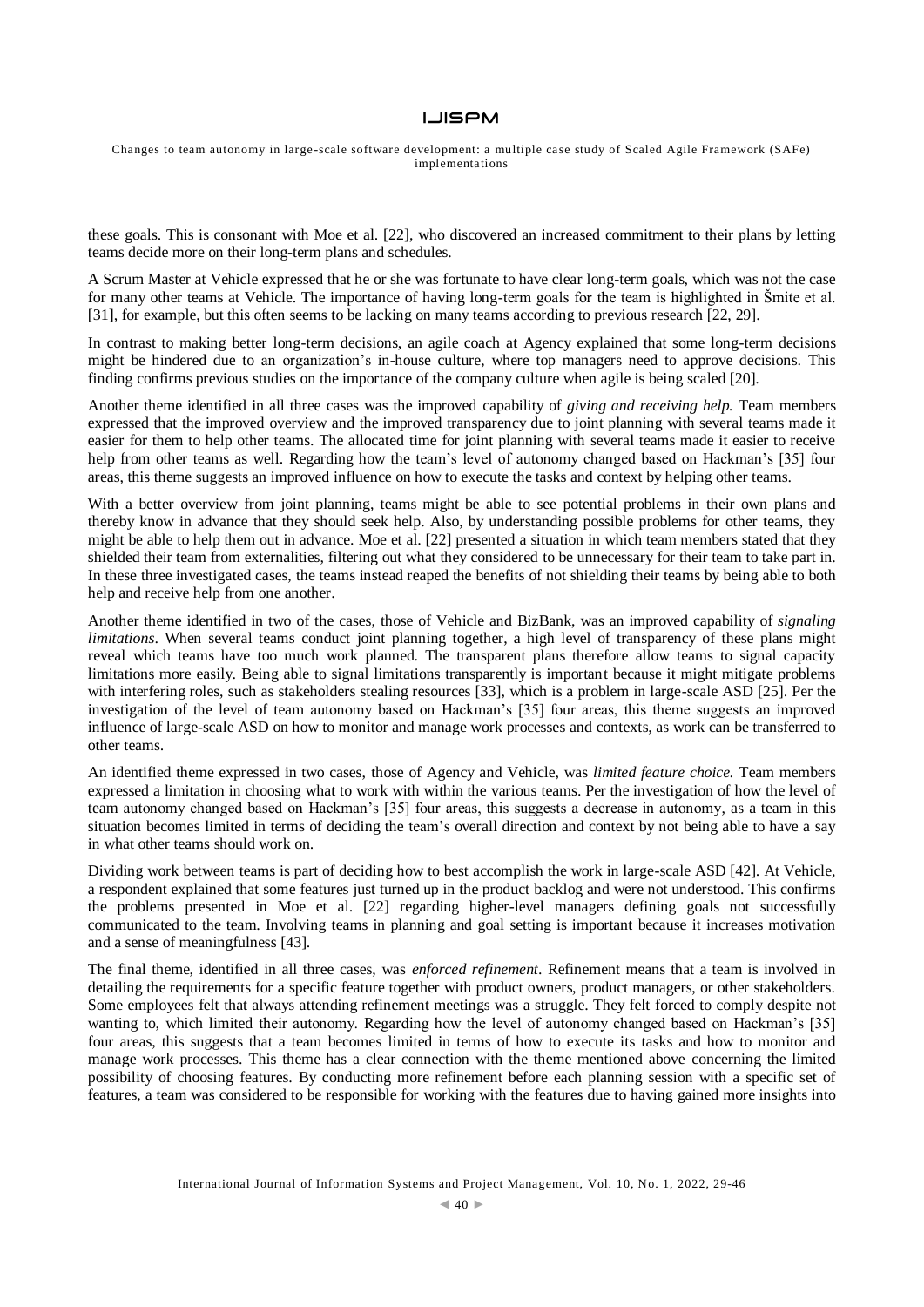these goals. This is consonant with Moe et al. [22], who discovered an increased commitment to their plans by letting teams decide more on their long-term plans and schedules.

A Scrum Master at Vehicle expressed that he or she was fortunate to have clear long-term goals, which was not the case for many other teams at Vehicle. The importance of having long-term goals for the team is highlighted in Šmite et al. [31], for example, but this often seems to be lacking on many teams according to previous research [22, 29].

In contrast to making better long-term decisions, an agile coach at Agency explained that some long-term decisions might be hindered due to an organization's in-house culture, where top managers need to approve decisions. This finding confirms previous studies on the importance of the company culture when agile is being scaled [20].

Another theme identified in all three cases was the improved capability of *giving and receiving help.* Team members expressed that the improved overview and the improved transparency due to joint planning with several teams made it easier for them to help other teams. The allocated time for joint planning with several teams made it easier to receive help from other teams as well. Regarding how the team's level of autonomy changed based on Hackman's [35] four areas, this theme suggests an improved influence on how to execute the tasks and context by helping other teams.

With a better overview from joint planning, teams might be able to see potential problems in their own plans and thereby know in advance that they should seek help. Also, by understanding possible problems for other teams, they might be able to help them out in advance. Moe et al. [22] presented a situation in which team members stated that they shielded their team from externalities, filtering out what they considered to be unnecessary for their team to take part in. In these three investigated cases, the teams instead reaped the benefits of not shielding their teams by being able to both help and receive help from one another.

Another theme identified in two of the cases, those of Vehicle and BizBank, was an improved capability of *signaling limitations*. When several teams conduct joint planning together, a high level of transparency of these plans might reveal which teams have too much work planned. The transparent plans therefore allow teams to signal capacity limitations more easily. Being able to signal limitations transparently is important because it might mitigate problems with interfering roles, such as stakeholders stealing resources [33], which is a problem in large-scale ASD [25]. Per the investigation of the level of team autonomy based on Hackman's [35] four areas, this theme suggests an improved influence of large-scale ASD on how to monitor and manage work processes and contexts, as work can be transferred to other teams.

An identified theme expressed in two cases, those of Agency and Vehicle, was *limited feature choice.* Team members expressed a limitation in choosing what to work with within the various teams. Per the investigation of how the level of team autonomy changed based on Hackman's [35] four areas, this suggests a decrease in autonomy, as a team in this situation becomes limited in terms of deciding the team's overall direction and context by not being able to have a say in what other teams should work on.

Dividing work between teams is part of deciding how to best accomplish the work in large-scale ASD [42]. At Vehicle, a respondent explained that some features just turned up in the product backlog and were not understood. This confirms the problems presented in Moe et al. [22] regarding higher-level managers defining goals not successfully communicated to the team. Involving teams in planning and goal setting is important because it increases motivation and a sense of meaningfulness [43].

The final theme, identified in all three cases, was *enforced refinement*. Refinement means that a team is involved in detailing the requirements for a specific feature together with product owners, product managers, or other stakeholders. Some employees felt that always attending refinement meetings was a struggle. They felt forced to comply despite not wanting to, which limited their autonomy. Regarding how the level of autonomy changed based on Hackman's [35] four areas, this suggests that a team becomes limited in terms of how to execute its tasks and how to monitor and manage work processes. This theme has a clear connection with the theme mentioned above concerning the limited possibility of choosing features. By conducting more refinement before each planning session with a specific set of features, a team was considered to be responsible for working with the features due to having gained more insights into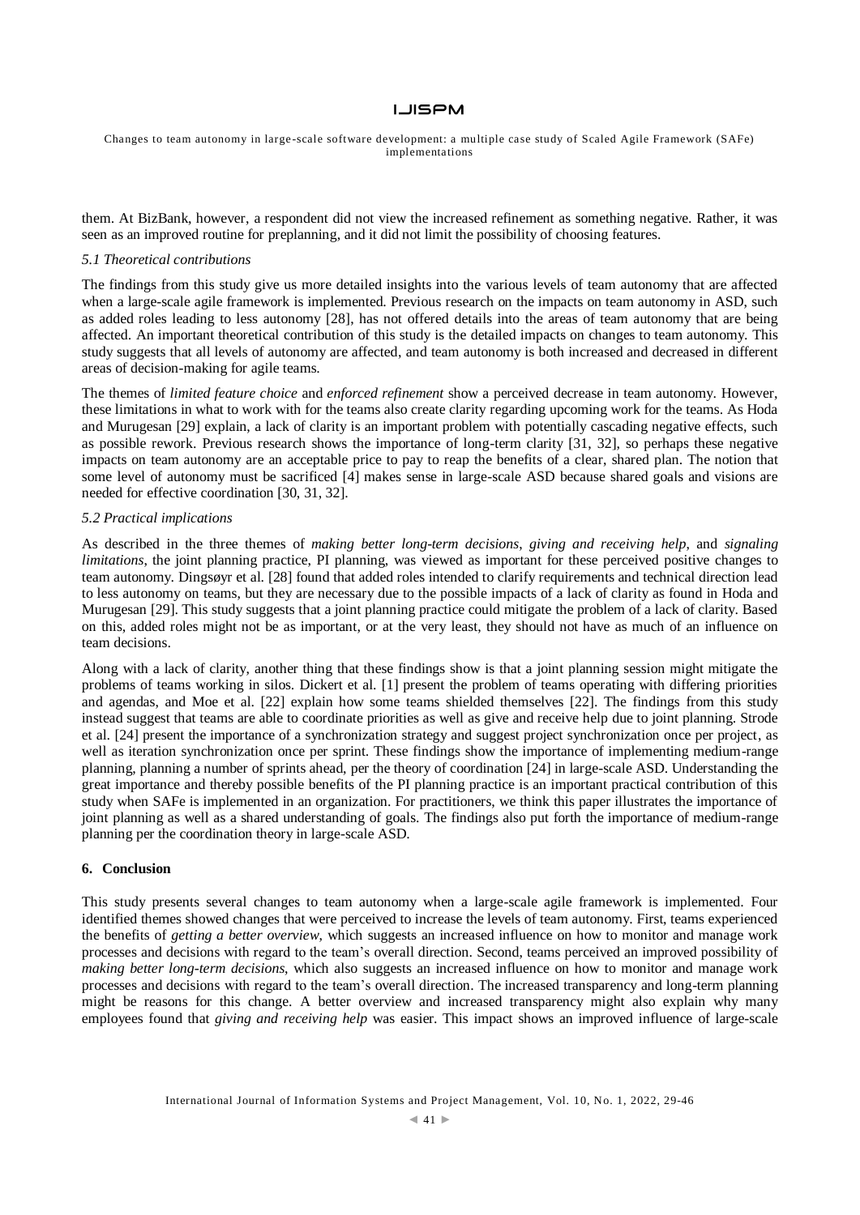them. At BizBank, however, a respondent did not view the increased refinement as something negative. Rather, it was seen as an improved routine for preplanning, and it did not limit the possibility of choosing features.

### *5.1 Theoretical contributions*

The findings from this study give us more detailed insights into the various levels of team autonomy that are affected when a large-scale agile framework is implemented. Previous research on the impacts on team autonomy in ASD, such as added roles leading to less autonomy [28], has not offered details into the areas of team autonomy that are being affected. An important theoretical contribution of this study is the detailed impacts on changes to team autonomy. This study suggests that all levels of autonomy are affected, and team autonomy is both increased and decreased in different areas of decision-making for agile teams.

The themes of *limited feature choice* and *enforced refinement* show a perceived decrease in team autonomy. However, these limitations in what to work with for the teams also create clarity regarding upcoming work for the teams. As Hoda and Murugesan [29] explain, a lack of clarity is an important problem with potentially cascading negative effects, such as possible rework. Previous research shows the importance of long-term clarity [31, 32], so perhaps these negative impacts on team autonomy are an acceptable price to pay to reap the benefits of a clear, shared plan. The notion that some level of autonomy must be sacrificed [4] makes sense in large-scale ASD because shared goals and visions are needed for effective coordination [30, 31, 32].

### *5.2 Practical implications*

As described in the three themes of *making better long-term decisions*, *giving and receiving help*, and *signaling limitations*, the joint planning practice, PI planning, was viewed as important for these perceived positive changes to team autonomy. Dingsøyr et al. [28] found that added roles intended to clarify requirements and technical direction lead to less autonomy on teams, but they are necessary due to the possible impacts of a lack of clarity as found in Hoda and Murugesan [29]. This study suggests that a joint planning practice could mitigate the problem of a lack of clarity. Based on this, added roles might not be as important, or at the very least, they should not have as much of an influence on team decisions.

Along with a lack of clarity, another thing that these findings show is that a joint planning session might mitigate the problems of teams working in silos. Dickert et al. [1] present the problem of teams operating with differing priorities and agendas, and Moe et al. [22] explain how some teams shielded themselves [22]. The findings from this study instead suggest that teams are able to coordinate priorities as well as give and receive help due to joint planning. Strode et al. [24] present the importance of a synchronization strategy and suggest project synchronization once per project, as well as iteration synchronization once per sprint. These findings show the importance of implementing medium-range planning, planning a number of sprints ahead, per the theory of coordination [24] in large-scale ASD. Understanding the great importance and thereby possible benefits of the PI planning practice is an important practical contribution of this study when SAFe is implemented in an organization. For practitioners, we think this paper illustrates the importance of joint planning as well as a shared understanding of goals. The findings also put forth the importance of medium-range planning per the coordination theory in large-scale ASD.

## **6. Conclusion**

This study presents several changes to team autonomy when a large-scale agile framework is implemented. Four identified themes showed changes that were perceived to increase the levels of team autonomy. First, teams experienced the benefits of *getting a better overview*, which suggests an increased influence on how to monitor and manage work processes and decisions with regard to the team's overall direction. Second, teams perceived an improved possibility of *making better long-term decisions*, which also suggests an increased influence on how to monitor and manage work processes and decisions with regard to the team's overall direction. The increased transparency and long-term planning might be reasons for this change. A better overview and increased transparency might also explain why many employees found that *giving and receiving help* was easier. This impact shows an improved influence of large-scale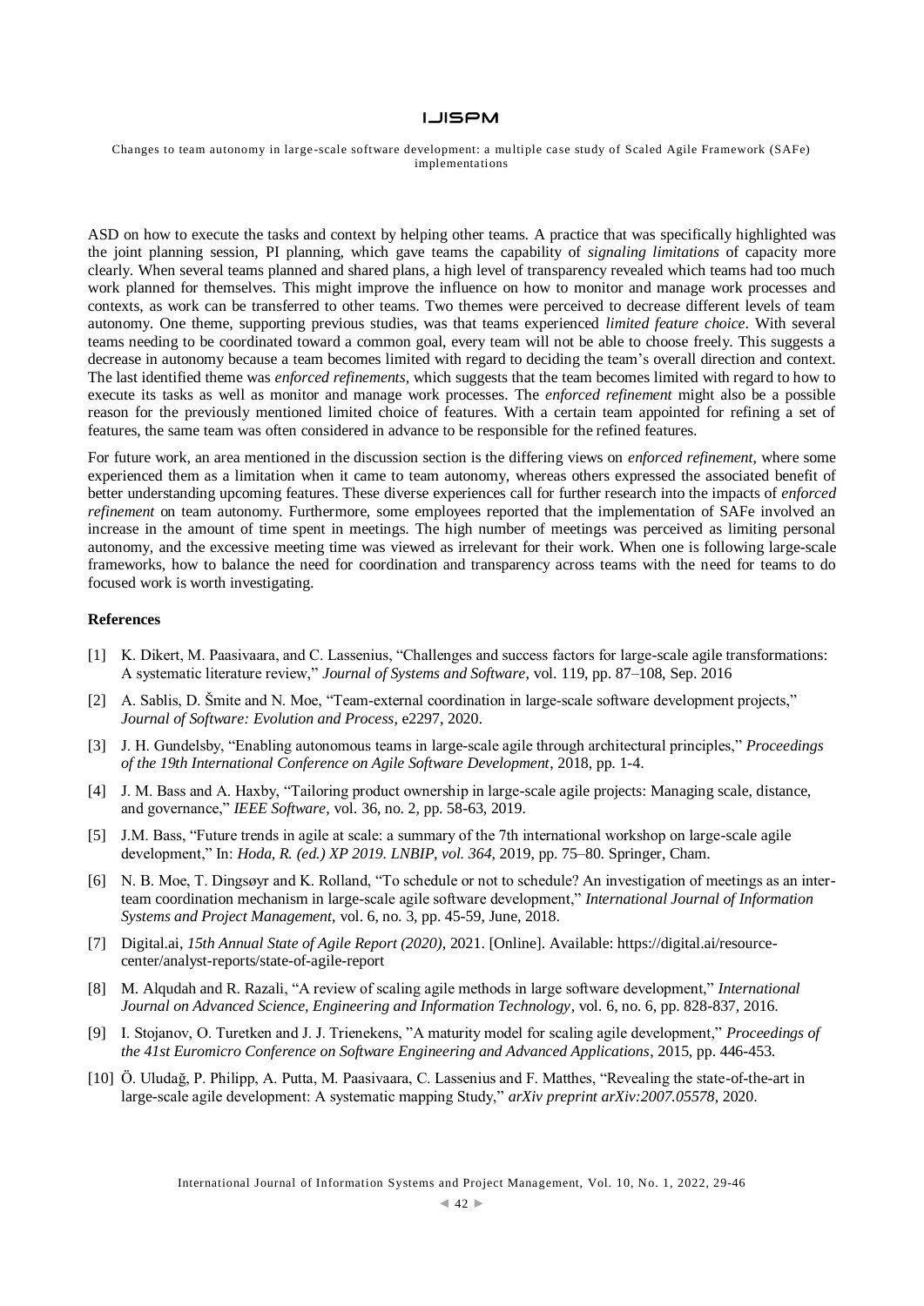ASD on how to execute the tasks and context by helping other teams. A practice that was specifically highlighted was the joint planning session, PI planning, which gave teams the capability of *signaling limitations* of capacity more clearly. When several teams planned and shared plans, a high level of transparency revealed which teams had too much work planned for themselves. This might improve the influence on how to monitor and manage work processes and contexts, as work can be transferred to other teams. Two themes were perceived to decrease different levels of team autonomy. One theme, supporting previous studies, was that teams experienced *limited feature choice*. With several teams needing to be coordinated toward a common goal, every team will not be able to choose freely. This suggests a decrease in autonomy because a team becomes limited with regard to deciding the team's overall direction and context. The last identified theme was *enforced refinements*, which suggests that the team becomes limited with regard to how to execute its tasks as well as monitor and manage work processes. The *enforced refinement* might also be a possible reason for the previously mentioned limited choice of features. With a certain team appointed for refining a set of features, the same team was often considered in advance to be responsible for the refined features.

For future work, an area mentioned in the discussion section is the differing views on *enforced refinement*, where some experienced them as a limitation when it came to team autonomy, whereas others expressed the associated benefit of better understanding upcoming features. These diverse experiences call for further research into the impacts of *enforced refinement* on team autonomy. Furthermore, some employees reported that the implementation of SAFe involved an increase in the amount of time spent in meetings. The high number of meetings was perceived as limiting personal autonomy, and the excessive meeting time was viewed as irrelevant for their work. When one is following large-scale frameworks, how to balance the need for coordination and transparency across teams with the need for teams to do focused work is worth investigating.

**References**

[1] K. Dikert, M. Paasivaara, and C. Lassenius, "Challenges and success factors for large-scale agile transformations: A systematic literature review," *Journal of Systems and Software*, vol. 119, pp. 87–108, Sep. 2016

[2] A. Sablis, D. Šmite and N. Moe, "Team-external coordination in large-scale software development projects," *Journal of Software: Evolution and Process*, e2297, 2020.

[3] J. H. Gundelsby, "Enabling autonomous teams in large-scale agile through architectural principles," *Proceedings of the 19th International Conference on Agile Software Development*, 2018, pp. 1-4.

[4] J. M. Bass and A. Haxby, "Tailoring product ownership in large-scale agile projects: Managing scale, distance, and governance," *IEEE Software*, vol. 36, no. 2, pp. 58-63, 2019.

[5] J.M. Bass, "Future trends in agile at scale: a summary of the 7th international workshop on large-scale agile development," In: *Hoda, R. (ed.) XP 2019. LNBIP, vol. 364*, 2019, pp. 75–80. Springer, Cham.

[6] N. B. Moe, T. Dingsøyr and K. Rolland, "To schedule or not to schedule? An investigation of meetings as an inter-team coordination mechanism in large-scale agile software development," *International Journal of Information Systems and Project Management*, vol. 6, no. 3, pp. 45-59, June, 2018.

[7] Digital.ai, *15th Annual State of Agile Report (2020)*, 2021. [Online]. Available: https://digital.ai/resource-center/analyst-reports/state-of-agile-report

[8] M. Alqudah and R. Razali, "A review of scaling agile methods in large software development," *International Journal on Advanced Science, Engineering and Information Technology*, vol. 6, no. 6, pp. 828-837, 2016.

[9] I. Stojanov, O. Turetken and J. J. Trienekens, "A maturity model for scaling agile development," *Proceedings of the 41st Euromicro Conference on Software Engineering and Advanced Applications*, 2015, pp. 446-453.

[10] Ö. Uludağ, P. Philipp, A. Putta, M. Paasivaara, C. Lassenius and F. Matthes, "Revealing the state-of-the-art in large-scale agile development: A systematic mapping Study," *arXiv preprint arXiv:2007.05578*, 2020.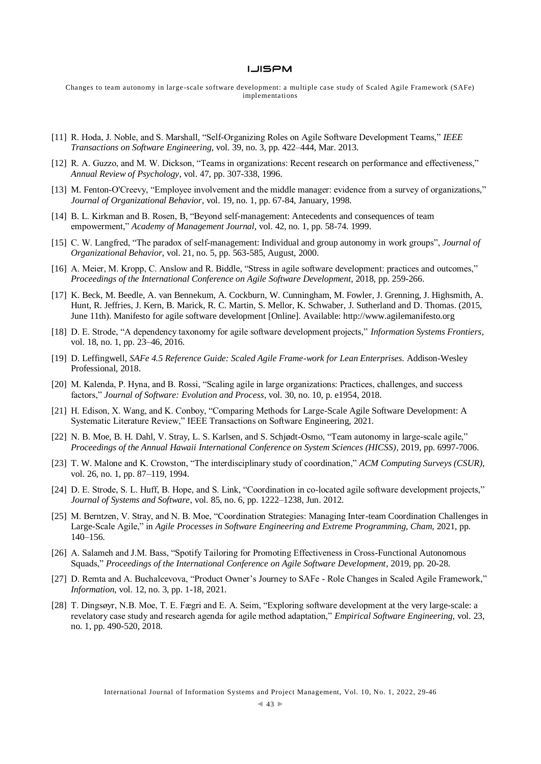[11] R. Hoda, J. Noble, and S. Marshall, "Self-Organizing Roles on Agile Software Development Teams," *IEEE Transactions on Software Engineering*, vol. 39, no. 3, pp. 422–444, Mar. 2013.

[12] R. A. Guzzo, and M. W. Dickson, "Teams in organizations: Recent research on performance and effectiveness," *Annual Review of Psychology*, vol. 47, pp. 307-338, 1996.

[13] M. Fenton-O'Creevy, "Employee involvement and the middle manager: evidence from a survey of organizations," *Journal of Organizational Behavior*, vol. 19, no. 1, pp. 67-84, January, 1998.

[14] B. L. Kirkman and B. Rosen, B, "Beyond self-management: Antecedents and consequences of team empowerment," *Academy of Management Journal*, vol. 42, no. 1, pp. 58-74. 1999.

[15] C. W. Langfred, "The paradox of self-management: Individual and group autonomy in work groups", *Journal of Organizational Behavior*, vol. 21, no. 5, pp. 563-585, August, 2000.

[16] A. Meier, M. Kropp, C. Anslow and R. Biddle, "Stress in agile software development: practices and outcomes," *Proceedings of the International Conference on Agile Software Development*, 2018, pp. 259-266.

[17] K. Beck, M. Beedle, A. van Bennekum, A. Cockburn, W. Cunningham, M. Fowler, J. Grenning, J. Highsmith, A. Hunt, R. Jeffries, J. Kern, B. Marick, R. C. Martin, S. Mellor, K. Schwaber, J. Sutherland and D. Thomas. (2015, June 11th). Manifesto for agile software development [Online]. Available: http://www.agilemanifesto.org

[18] D. E. Strode, "A dependency taxonomy for agile software development projects," *Information Systems Frontiers*, vol. 18, no. 1, pp. 23–46, 2016.

[19] D. Leffingwell, *SAFe 4.5 Reference Guide: Scaled Agile Frame-work for Lean Enterprises*. Addison-Wesley Professional, 2018.

[20] M. Kalenda, P. Hyna, and B. Rossi, "Scaling agile in large organizations: Practices, challenges, and success factors," *Journal of Software: Evolution and Process*, vol. 30, no. 10, p. e1954, 2018.

[21] H. Edison, X. Wang, and K. Conboy, "Comparing Methods for Large-Scale Agile Software Development: A Systematic Literature Review," IEEE Transactions on Software Engineering, 2021.

[22] N. B. Moe, B. H. Dahl, V. Stray, L. S. Karlsen, and S. Schjødt-Osmo, "Team autonomy in large-scale agile," *Proceedings of the Annual Hawaii International Conference on System Sciences (HICSS)*, 2019, pp. 6997-7006.

[23] T. W. Malone and K. Crowston, "The interdisciplinary study of coordination," *ACM Computing Surveys (CSUR)*, vol. 26, no. 1, pp. 87–119, 1994.

[24] D. E. Strode, S. L. Huff, B. Hope, and S. Link, "Coordination in co-located agile software development projects," *Journal of Systems and Software*, vol. 85, no. 6, pp. 1222–1238, Jun. 2012.

[25] M. Berntzen, V. Stray, and N. B. Moe, "Coordination Strategies: Managing Inter-team Coordination Challenges in Large-Scale Agile," in *Agile Processes in Software Engineering and Extreme Programming, Cham*, 2021, pp. 140–156.

[26] A. Salameh and J.M. Bass, "Spotify Tailoring for Promoting Effectiveness in Cross-Functional Autonomous Squads," *Proceedings of the International Conference on Agile Software Development*, 2019, pp. 20-28.

[27] D. Remta and A. Buchalcevova, "Product Owner's Journey to SAFe - Role Changes in Scaled Agile Framework," *Information*, vol. 12, no. 3, pp. 1-18, 2021.

[28] T. Dingsøyr, N.B. Moe, T. E. Fægri and E. A. Seim, "Exploring software development at the very large-scale: a revelatory case study and research agenda for agile method adaptation," *Empirical Software Engineering*, vol. 23, no. 1, pp. 490-520, 2018.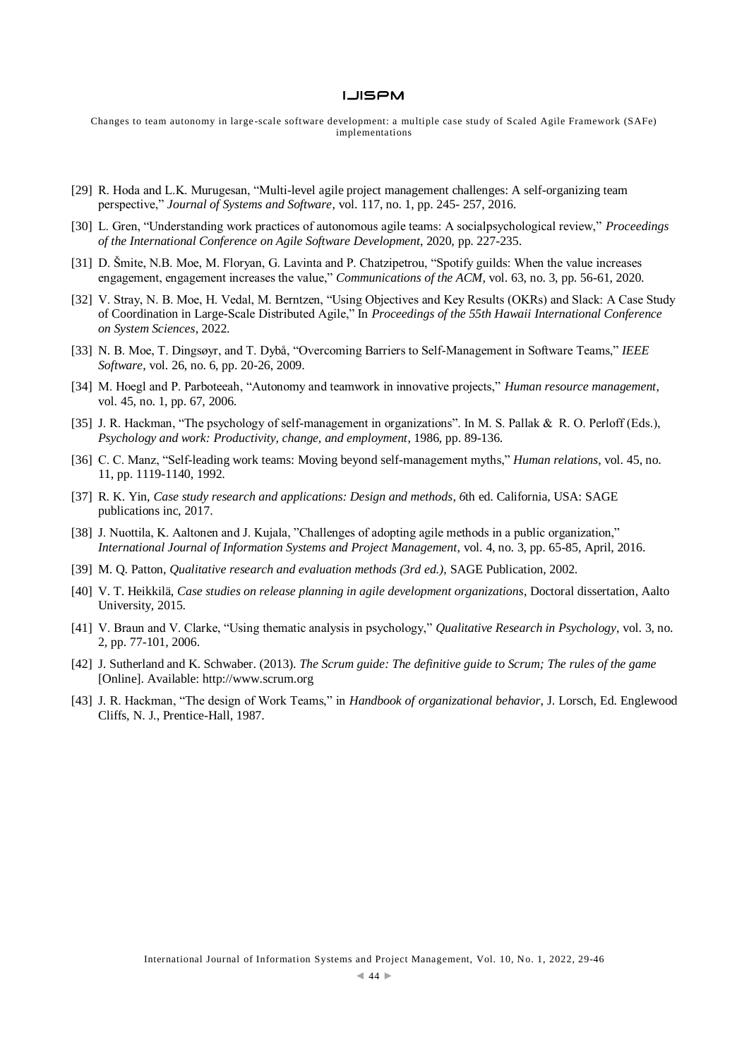[29] R. Hoda and L.K. Murugesan, “Multi-level agile project management challenges: A self-organizing team perspective,” *Journal of Systems and Software*, vol. 117, no. 1, pp. 245- 257, 2016.

[30] L. Gren, “Understanding work practices of autonomous agile teams: A socialpsychological review,” *Proceedings of the International Conference on Agile Software Development*, 2020, pp. 227-235.

[31] D. Šmite, N.B. Moe, M. Floryan, G. Lavinta and P. Chatzipetrou, “Spotify guilds: When the value increases engagement, engagement increases the value,” *Communications of the ACM*, vol. 63, no. 3, pp. 56-61, 2020.

[32] V. Stray, N. B. Moe, H. Vedal, M. Berntzen, “Using Objectives and Key Results (OKRs) and Slack: A Case Study of Coordination in Large-Scale Distributed Agile,” In *Proceedings of the 55th Hawaii International Conference on System Sciences*, 2022.

[33] N. B. Moe, T. Dingsøyr, and T. Dybå, “Overcoming Barriers to Self-Management in Software Teams,” *IEEE Software*, vol. 26, no. 6, pp. 20-26, 2009.

[34] M. Hoegl and P. Parboteeah, “Autonomy and teamwork in innovative projects,” *Human resource management*, vol. 45, no. 1, pp. 67, 2006.

[35] J. R. Hackman, “The psychology of self-management in organizations”. In M. S. Pallak & R. O. Perloff (Eds.), *Psychology and work: Productivity, change, and employment*, 1986, pp. 89-136.

[36] C. C. Manz, “Self-leading work teams: Moving beyond self-management myths,” *Human relations*, vol. 45, no. 11, pp. 1119-1140, 1992.

[37] R. K. Yin, *Case study research and applications: Design and methods, 6*th ed. California, USA: SAGE publications inc, 2017.

[38] J. Nuottila, K. Aaltonen and J. Kujala, ”Challenges of adopting agile methods in a public organization,” *International Journal of Information Systems and Project Management*, vol. 4, no. 3, pp. 65-85, April, 2016.

[39] M. Q. Patton, *Qualitative research and evaluation methods (3rd ed.)*, SAGE Publication, 2002.

[40] V. T. Heikkilä, *Case studies on release planning in agile development organizations*, Doctoral dissertation, Aalto University, 2015.

[41] V. Braun and V. Clarke, “Using thematic analysis in psychology,” *Qualitative Research in Psychology*, vol. 3, no. 2, pp. 77-101, 2006.

[42] J. Sutherland and K. Schwaber. (2013). *The Scrum guide: The definitive guide to Scrum; The rules of the game* [Online]. Available: http://www.scrum.org

[43] J. R. Hackman, “The design of Work Teams,” in *Handbook of organizational behavior*, J. Lorsch, Ed. Englewood Cliffs, N. J., Prentice-Hall, 1987.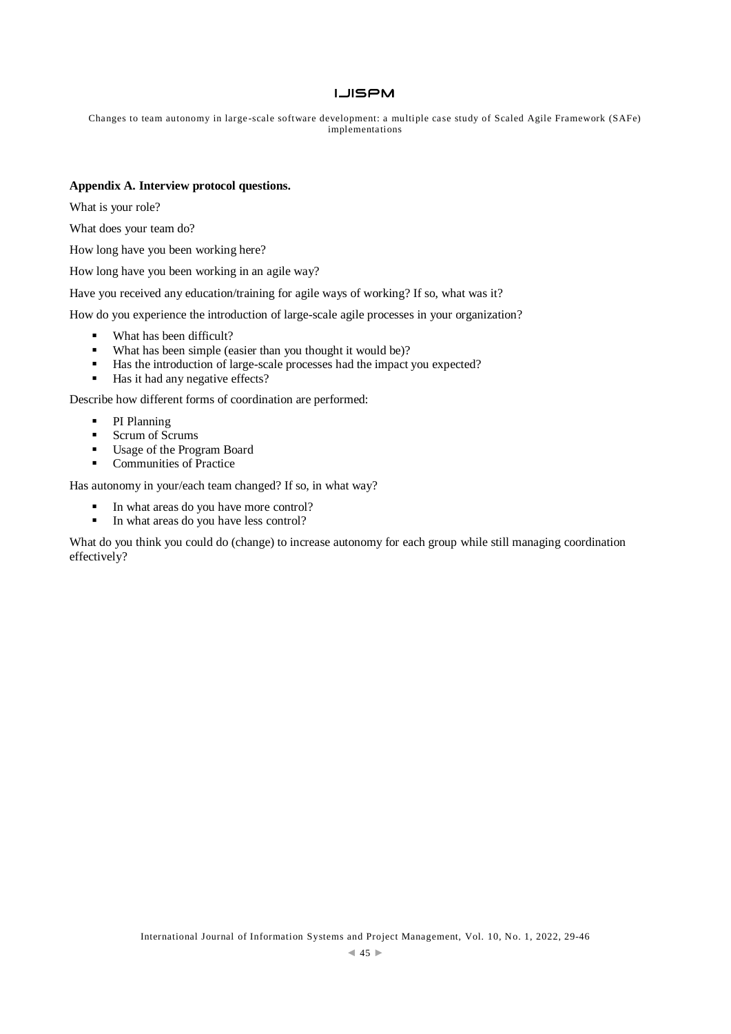**Appendix A. Interview protocol questions.**

What is your role?

What does your team do?

How long have you been working here?

How long have you been working in an agile way?

Have you received any education/training for agile ways of working? If so, what was it?

How do you experience the introduction of large-scale agile processes in your organization?

- What has been difficult?
- What has been simple (easier than you thought it would be)?
- Has the introduction of large-scale processes had the impact you expected?
- Has it had any negative effects?

Describe how different forms of coordination are performed:

- PI Planning
- Scrum of Scrums
- Usage of the Program Board
- Communities of Practice

Has autonomy in your/each team changed? If so, in what way?

- In what areas do you have more control?
- In what areas do you have less control?

What do you think you could do (change) to increase autonomy for each group while still managing coordination effectively?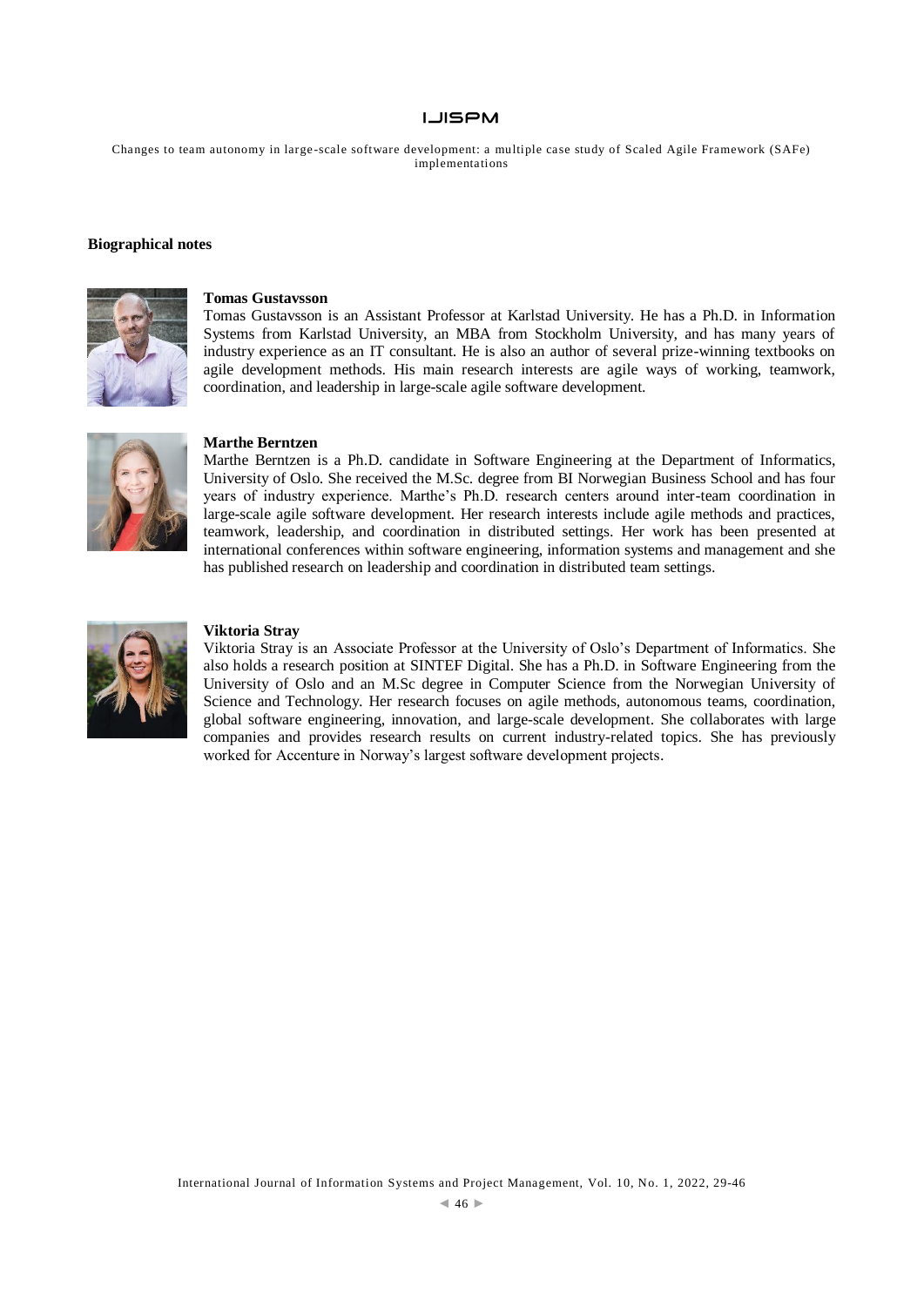**Biographical notes**

**Tomas Gustavsson**
Tomas Gustavsson is an Assistant Professor at Karlstad University. He has a Ph.D. in Information Systems from Karlstad University, an MBA from Stockholm University, and has many years of industry experience as an IT consultant. He is also an author of several prize-winning textbooks on agile development methods. His main research interests are agile ways of working, teamwork, coordination, and leadership in large-scale agile software development.

**Marthe Berntzen**
Marthe Berntzen is a Ph.D. candidate in Software Engineering at the Department of Informatics, University of Oslo. She received the M.Sc. degree from BI Norwegian Business School and has four years of industry experience. Marthe's Ph.D. research centers around inter-team coordination in large-scale agile software development. Her research interests include agile methods and practices, teamwork, leadership, and coordination in distributed settings. Her work has been presented at international conferences within software engineering, information systems and management and she has published research on leadership and coordination in distributed team settings.

**Viktoria Stray**
Viktoria Stray is an Associate Professor at the University of Oslo's Department of Informatics. She also holds a research position at SINTEF Digital. She has a Ph.D. in Software Engineering from the University of Oslo and an M.Sc degree in Computer Science from the Norwegian University of Science and Technology. Her research focuses on agile methods, autonomous teams, coordination, global software engineering, innovation, and large-scale development. She collaborates with large companies and provides research results on current industry-related topics. She has previously worked for Accenture in Norway's largest software development projects.